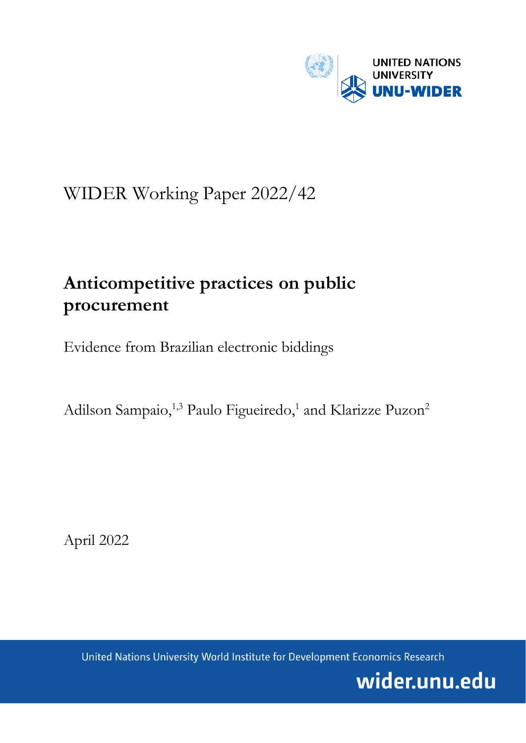UNITED NATIONS UNIVERSITY
UNU-WIDER

WIDER Working Paper 2022/42

# Anticompetitive practices on public procurement

Evidence from Brazilian electronic biddings

Adilson Sampaio,[1,3] Paulo Figueiredo,[1] and Klarizze Puzon[2]

April 2022

United Nations University World Institute for Development Economics Research

wider.unu.edu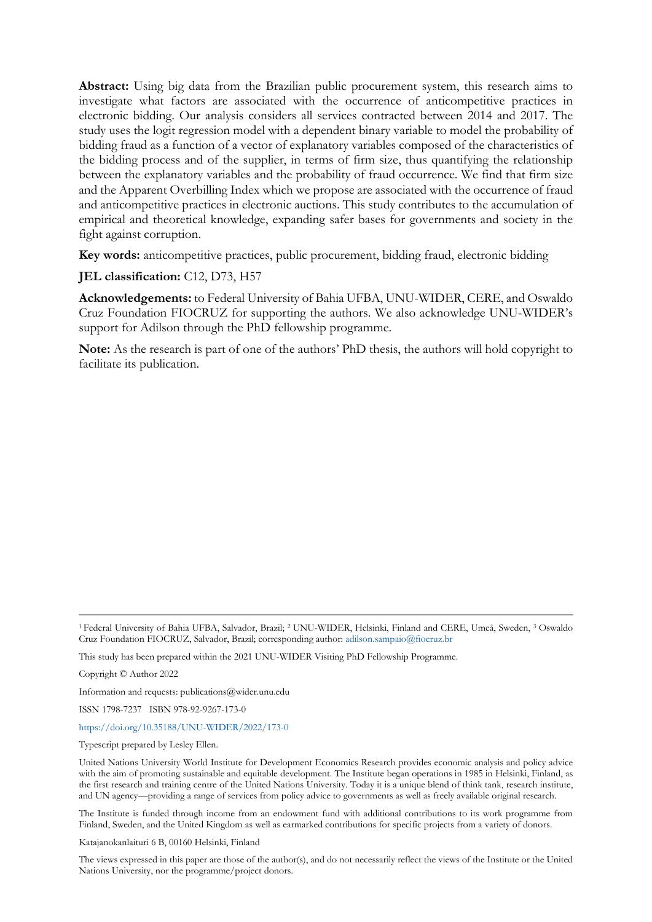**Abstract:** Using big data from the Brazilian public procurement system, this research aims to investigate what factors are associated with the occurrence of anticompetitive practices in electronic bidding. Our analysis considers all services contracted between 2014 and 2017. The study uses the logit regression model with a dependent binary variable to model the probability of bidding fraud as a function of a vector of explanatory variables composed of the characteristics of the bidding process and of the supplier, in terms of firm size, thus quantifying the relationship between the explanatory variables and the probability of fraud occurrence. We find that firm size and the Apparent Overbilling Index which we propose are associated with the occurrence of fraud and anticompetitive practices in electronic auctions. This study contributes to the accumulation of empirical and theoretical knowledge, expanding safer bases for governments and society in the fight against corruption.

**Key words:** anticompetitive practices, public procurement, bidding fraud, electronic bidding

**JEL classification:** C12, D73, H57

**Acknowledgements:** to Federal University of Bahia UFBA, UNU-WIDER, CERE, and Oswaldo Cruz Foundation FIOCRUZ for supporting the authors. We also acknowledge UNU-WIDER's support for Adilson through the PhD fellowship programme.

**Note:** As the research is part of one of the authors' PhD thesis, the authors will hold copyright to facilitate its publication.

---

[1] Federal University of Bahia UFBA, Salvador, Brazil; [2] UNU-WIDER, Helsinki, Finland and CERE, Umeå, Sweden, [3] Oswaldo Cruz Foundation FIOCRUZ, Salvador, Brazil; corresponding author: adilson.sampaio@fiocruz.br

This study has been prepared within the 2021 UNU-WIDER Visiting PhD Fellowship Programme.

Copyright © Author 2022

Information and requests: publications@wider.unu.edu

ISSN 1798-7237 ISBN 978-92-9267-173-0

https://doi.org/10.35188/UNU-WIDER/2022/173-0

Typescript prepared by Lesley Ellen.

United Nations University World Institute for Development Economics Research provides economic analysis and policy advice with the aim of promoting sustainable and equitable development. The Institute began operations in 1985 in Helsinki, Finland, as the first research and training centre of the United Nations University. Today it is a unique blend of think tank, research institute, and UN agency—providing a range of services from policy advice to governments as well as freely available original research.

The Institute is funded through income from an endowment fund with additional contributions to its work programme from Finland, Sweden, and the United Kingdom as well as earmarked contributions for specific projects from a variety of donors.

Katajanokanlaituri 6 B, 00160 Helsinki, Finland

The views expressed in this paper are those of the author(s), and do not necessarily reflect the views of the Institute or the United Nations University, nor the programme/project donors.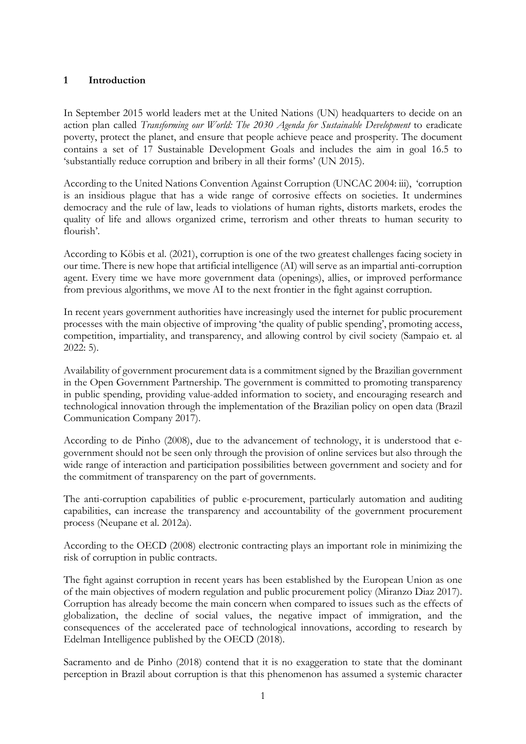## 1 Introduction

In September 2015 world leaders met at the United Nations (UN) headquarters to decide on an action plan called *Transforming our World: The 2030 Agenda for Sustainable Development* to eradicate poverty, protect the planet, and ensure that people achieve peace and prosperity. The document contains a set of 17 Sustainable Development Goals and includes the aim in goal 16.5 to 'substantially reduce corruption and bribery in all their forms' (UN 2015).

According to the United Nations Convention Against Corruption (UNCAC 2004: iii), 'corruption is an insidious plague that has a wide range of corrosive effects on societies. It undermines democracy and the rule of law, leads to violations of human rights, distorts markets, erodes the quality of life and allows organized crime, terrorism and other threats to human security to flourish'.

According to Köbis et al. (2021), corruption is one of the two greatest challenges facing society in our time. There is new hope that artificial intelligence (AI) will serve as an impartial anti-corruption agent. Every time we have more government data (openings), allies, or improved performance from previous algorithms, we move AI to the next frontier in the fight against corruption.

In recent years government authorities have increasingly used the internet for public procurement processes with the main objective of improving 'the quality of public spending', promoting access, competition, impartiality, and transparency, and allowing control by civil society (Sampaio et. al 2022: 5).

Availability of government procurement data is a commitment signed by the Brazilian government in the Open Government Partnership. The government is committed to promoting transparency in public spending, providing value-added information to society, and encouraging research and technological innovation through the implementation of the Brazilian policy on open data (Brazil Communication Company 2017).

According to de Pinho (2008), due to the advancement of technology, it is understood that e-government should not be seen only through the provision of online services but also through the wide range of interaction and participation possibilities between government and society and for the commitment of transparency on the part of governments.

The anti-corruption capabilities of public e-procurement, particularly automation and auditing capabilities, can increase the transparency and accountability of the government procurement process (Neupane et al. 2012a).

According to the OECD (2008) electronic contracting plays an important role in minimizing the risk of corruption in public contracts.

The fight against corruption in recent years has been established by the European Union as one of the main objectives of modern regulation and public procurement policy (Miranzo Diaz 2017). Corruption has already become the main concern when compared to issues such as the effects of globalization, the decline of social values, the negative impact of immigration, and the consequences of the accelerated pace of technological innovations, according to research by Edelman Intelligence published by the OECD (2018).

Sacramento and de Pinho (2018) contend that it is no exaggeration to state that the dominant perception in Brazil about corruption is that this phenomenon has assumed a systemic character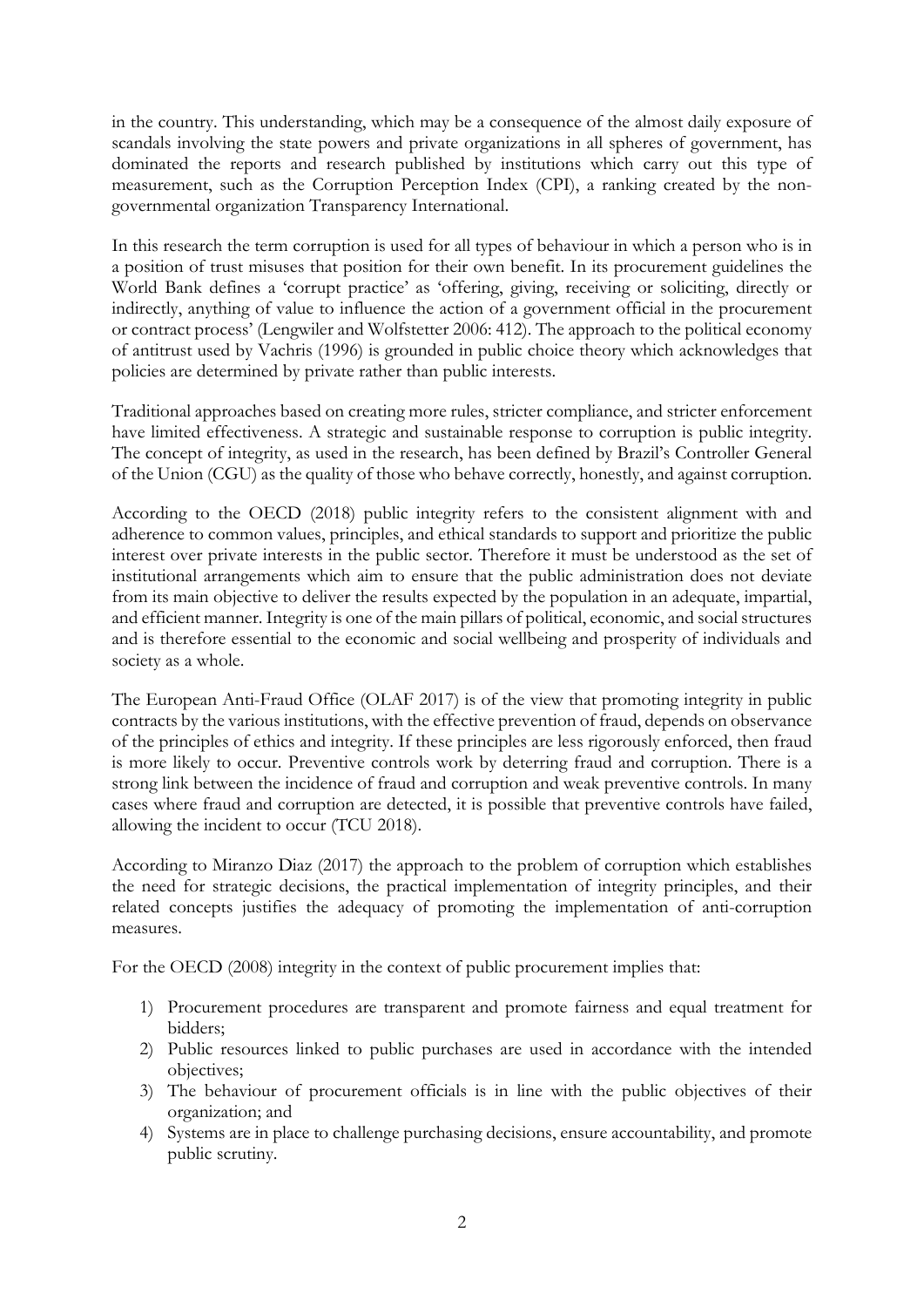in the country. This understanding, which may be a consequence of the almost daily exposure of scandals involving the state powers and private organizations in all spheres of government, has dominated the reports and research published by institutions which carry out this type of measurement, such as the Corruption Perception Index (CPI), a ranking created by the non-governmental organization Transparency International.

In this research the term corruption is used for all types of behaviour in which a person who is in a position of trust misuses that position for their own benefit. In its procurement guidelines the World Bank defines a 'corrupt practice' as 'offering, giving, receiving or soliciting, directly or indirectly, anything of value to influence the action of a government official in the procurement or contract process' (Lengwiler and Wolfstetter 2006: 412). The approach to the political economy of antitrust used by Vachris (1996) is grounded in public choice theory which acknowledges that policies are determined by private rather than public interests.

Traditional approaches based on creating more rules, stricter compliance, and stricter enforcement have limited effectiveness. A strategic and sustainable response to corruption is public integrity. The concept of integrity, as used in the research, has been defined by Brazil's Controller General of the Union (CGU) as the quality of those who behave correctly, honestly, and against corruption.

According to the OECD (2018) public integrity refers to the consistent alignment with and adherence to common values, principles, and ethical standards to support and prioritize the public interest over private interests in the public sector. Therefore it must be understood as the set of institutional arrangements which aim to ensure that the public administration does not deviate from its main objective to deliver the results expected by the population in an adequate, impartial, and efficient manner. Integrity is one of the main pillars of political, economic, and social structures and is therefore essential to the economic and social wellbeing and prosperity of individuals and society as a whole.

The European Anti-Fraud Office (OLAF 2017) is of the view that promoting integrity in public contracts by the various institutions, with the effective prevention of fraud, depends on observance of the principles of ethics and integrity. If these principles are less rigorously enforced, then fraud is more likely to occur. Preventive controls work by deterring fraud and corruption. There is a strong link between the incidence of fraud and corruption and weak preventive controls. In many cases where fraud and corruption are detected, it is possible that preventive controls have failed, allowing the incident to occur (TCU 2018).

According to Miranzo Diaz (2017) the approach to the problem of corruption which establishes the need for strategic decisions, the practical implementation of integrity principles, and their related concepts justifies the adequacy of promoting the implementation of anti-corruption measures.

For the OECD (2008) integrity in the context of public procurement implies that:

1) Procurement procedures are transparent and promote fairness and equal treatment for bidders;
2) Public resources linked to public purchases are used in accordance with the intended objectives;
3) The behaviour of procurement officials is in line with the public objectives of their organization; and
4) Systems are in place to challenge purchasing decisions, ensure accountability, and promote public scrutiny.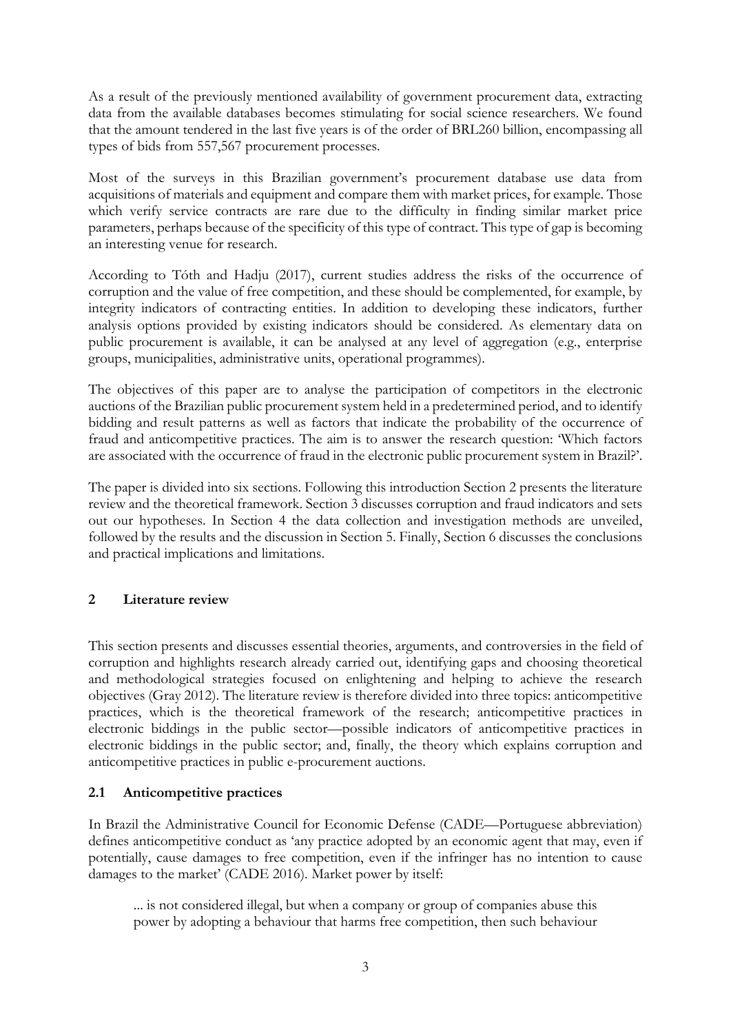As a result of the previously mentioned availability of government procurement data, extracting data from the available databases becomes stimulating for social science researchers. We found that the amount tendered in the last five years is of the order of BRL260 billion, encompassing all types of bids from 557,567 procurement processes.

Most of the surveys in this Brazilian government's procurement database use data from acquisitions of materials and equipment and compare them with market prices, for example. Those which verify service contracts are rare due to the difficulty in finding similar market price parameters, perhaps because of the specificity of this type of contract. This type of gap is becoming an interesting venue for research.

According to Tóth and Hadju (2017), current studies address the risks of the occurrence of corruption and the value of free competition, and these should be complemented, for example, by integrity indicators of contracting entities. In addition to developing these indicators, further analysis options provided by existing indicators should be considered. As elementary data on public procurement is available, it can be analysed at any level of aggregation (e.g., enterprise groups, municipalities, administrative units, operational programmes).

The objectives of this paper are to analyse the participation of competitors in the electronic auctions of the Brazilian public procurement system held in a predetermined period, and to identify bidding and result patterns as well as factors that indicate the probability of the occurrence of fraud and anticompetitive practices. The aim is to answer the research question: 'Which factors are associated with the occurrence of fraud in the electronic public procurement system in Brazil?'.

The paper is divided into six sections. Following this introduction Section 2 presents the literature review and the theoretical framework. Section 3 discusses corruption and fraud indicators and sets out our hypotheses. In Section 4 the data collection and investigation methods are unveiled, followed by the results and the discussion in Section 5. Finally, Section 6 discusses the conclusions and practical implications and limitations.

## 2 Literature review

This section presents and discusses essential theories, arguments, and controversies in the field of corruption and highlights research already carried out, identifying gaps and choosing theoretical and methodological strategies focused on enlightening and helping to achieve the research objectives (Gray 2012). The literature review is therefore divided into three topics: anticompetitive practices, which is the theoretical framework of the research; anticompetitive practices in electronic biddings in the public sector—possible indicators of anticompetitive practices in electronic biddings in the public sector; and, finally, the theory which explains corruption and anticompetitive practices in public e-procurement auctions.

### 2.1 Anticompetitive practices

In Brazil the Administrative Council for Economic Defense (CADE—Portuguese abbreviation) defines anticompetitive conduct as 'any practice adopted by an economic agent that may, even if potentially, cause damages to free competition, even if the infringer has no intention to cause damages to the market' (CADE 2016). Market power by itself:

> ... is not considered illegal, but when a company or group of companies abuse this power by adopting a behaviour that harms free competition, then such behaviour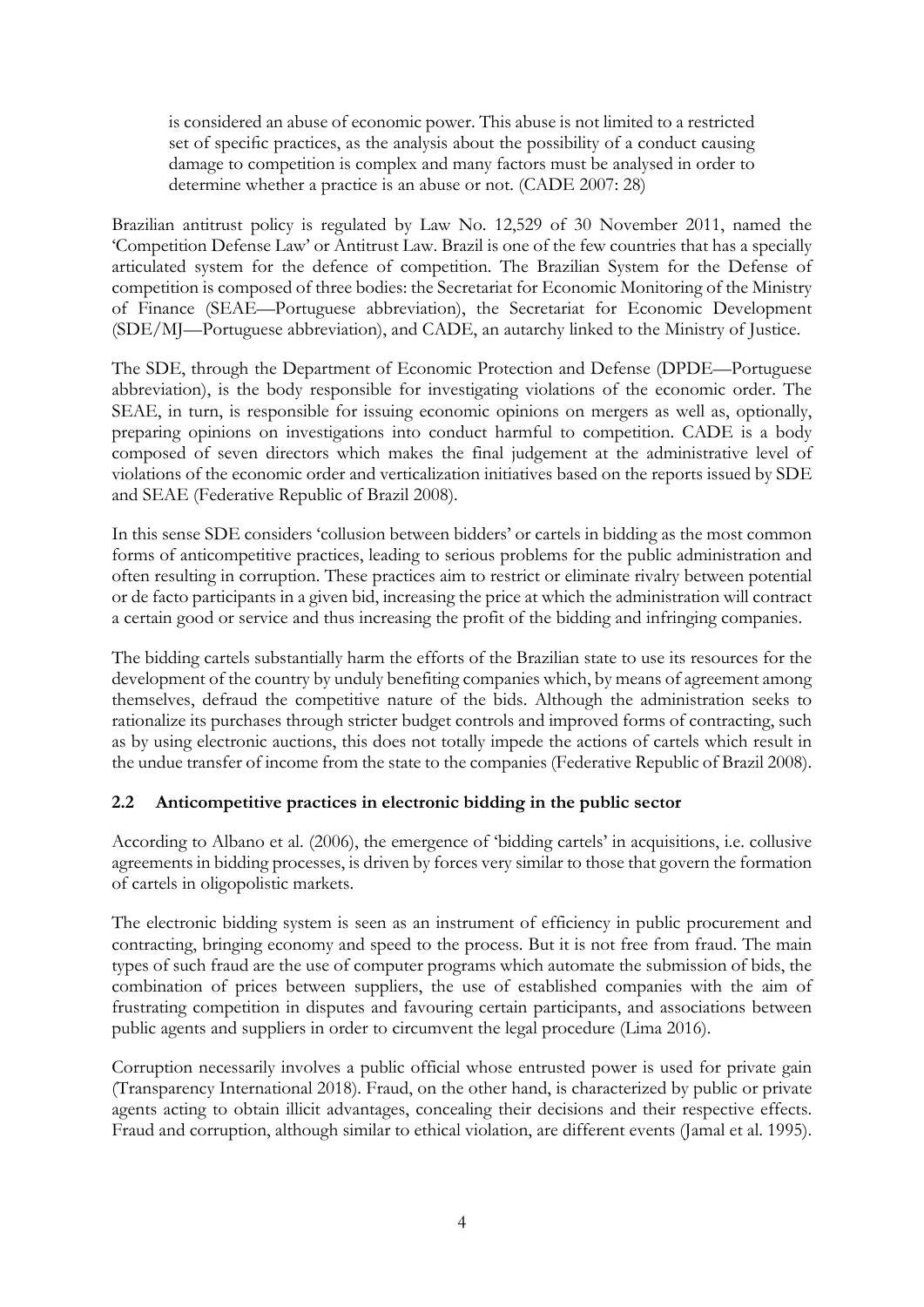> is considered an abuse of economic power. This abuse is not limited to a restricted set of specific practices, as the analysis about the possibility of a conduct causing damage to competition is complex and many factors must be analysed in order to determine whether a practice is an abuse or not. (CADE 2007: 28)

Brazilian antitrust policy is regulated by Law No. 12,529 of 30 November 2011, named the 'Competition Defense Law' or Antitrust Law. Brazil is one of the few countries that has a specially articulated system for the defence of competition. The Brazilian System for the Defense of competition is composed of three bodies: the Secretariat for Economic Monitoring of the Ministry of Finance (SEAE—Portuguese abbreviation), the Secretariat for Economic Development (SDE/MJ—Portuguese abbreviation), and CADE, an autarchy linked to the Ministry of Justice.

The SDE, through the Department of Economic Protection and Defense (DPDE—Portuguese abbreviation), is the body responsible for investigating violations of the economic order. The SEAE, in turn, is responsible for issuing economic opinions on mergers as well as, optionally, preparing opinions on investigations into conduct harmful to competition. CADE is a body composed of seven directors which makes the final judgement at the administrative level of violations of the economic order and verticalization initiatives based on the reports issued by SDE and SEAE (Federative Republic of Brazil 2008).

In this sense SDE considers 'collusion between bidders' or cartels in bidding as the most common forms of anticompetitive practices, leading to serious problems for the public administration and often resulting in corruption. These practices aim to restrict or eliminate rivalry between potential or de facto participants in a given bid, increasing the price at which the administration will contract a certain good or service and thus increasing the profit of the bidding and infringing companies.

The bidding cartels substantially harm the efforts of the Brazilian state to use its resources for the development of the country by unduly benefiting companies which, by means of agreement among themselves, defraud the competitive nature of the bids. Although the administration seeks to rationalize its purchases through stricter budget controls and improved forms of contracting, such as by using electronic auctions, this does not totally impede the actions of cartels which result in the undue transfer of income from the state to the companies (Federative Republic of Brazil 2008).

## 2.2 Anticompetitive practices in electronic bidding in the public sector

According to Albano et al. (2006), the emergence of 'bidding cartels' in acquisitions, i.e. collusive agreements in bidding processes, is driven by forces very similar to those that govern the formation of cartels in oligopolistic markets.

The electronic bidding system is seen as an instrument of efficiency in public procurement and contracting, bringing economy and speed to the process. But it is not free from fraud. The main types of such fraud are the use of computer programs which automate the submission of bids, the combination of prices between suppliers, the use of established companies with the aim of frustrating competition in disputes and favouring certain participants, and associations between public agents and suppliers in order to circumvent the legal procedure (Lima 2016).

Corruption necessarily involves a public official whose entrusted power is used for private gain (Transparency International 2018). Fraud, on the other hand, is characterized by public or private agents acting to obtain illicit advantages, concealing their decisions and their respective effects. Fraud and corruption, although similar to ethical violation, are different events (Jamal et al. 1995).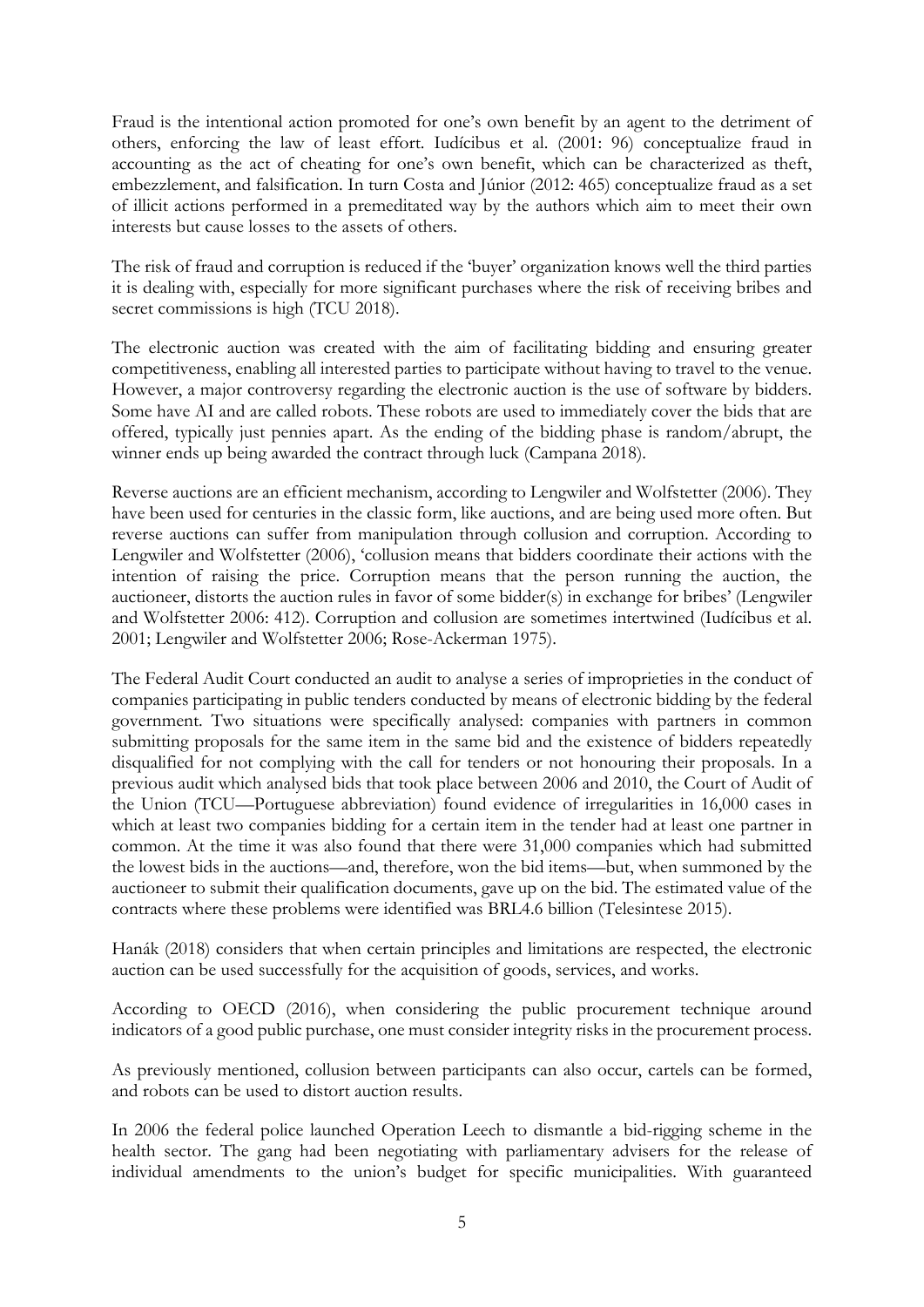Fraud is the intentional action promoted for one's own benefit by an agent to the detriment of others, enforcing the law of least effort. Iudícibus et al. (2001: 96) conceptualize fraud in accounting as the act of cheating for one's own benefit, which can be characterized as theft, embezzlement, and falsification. In turn Costa and Júnior (2012: 465) conceptualize fraud as a set of illicit actions performed in a premeditated way by the authors which aim to meet their own interests but cause losses to the assets of others.

The risk of fraud and corruption is reduced if the 'buyer' organization knows well the third parties it is dealing with, especially for more significant purchases where the risk of receiving bribes and secret commissions is high (TCU 2018).

The electronic auction was created with the aim of facilitating bidding and ensuring greater competitiveness, enabling all interested parties to participate without having to travel to the venue. However, a major controversy regarding the electronic auction is the use of software by bidders. Some have AI and are called robots. These robots are used to immediately cover the bids that are offered, typically just pennies apart. As the ending of the bidding phase is random/abrupt, the winner ends up being awarded the contract through luck (Campana 2018).

Reverse auctions are an efficient mechanism, according to Lengwiler and Wolfstetter (2006). They have been used for centuries in the classic form, like auctions, and are being used more often. But reverse auctions can suffer from manipulation through collusion and corruption. According to Lengwiler and Wolfstetter (2006), 'collusion means that bidders coordinate their actions with the intention of raising the price. Corruption means that the person running the auction, the auctioneer, distorts the auction rules in favor of some bidder(s) in exchange for bribes' (Lengwiler and Wolfstetter 2006: 412). Corruption and collusion are sometimes intertwined (Iudícibus et al. 2001; Lengwiler and Wolfstetter 2006; Rose-Ackerman 1975).

The Federal Audit Court conducted an audit to analyse a series of improprieties in the conduct of companies participating in public tenders conducted by means of electronic bidding by the federal government. Two situations were specifically analysed: companies with partners in common submitting proposals for the same item in the same bid and the existence of bidders repeatedly disqualified for not complying with the call for tenders or not honouring their proposals. In a previous audit which analysed bids that took place between 2006 and 2010, the Court of Audit of the Union (TCU—Portuguese abbreviation) found evidence of irregularities in 16,000 cases in which at least two companies bidding for a certain item in the tender had at least one partner in common. At the time it was also found that there were 31,000 companies which had submitted the lowest bids in the auctions—and, therefore, won the bid items—but, when summoned by the auctioneer to submit their qualification documents, gave up on the bid. The estimated value of the contracts where these problems were identified was BRL4.6 billion (Telesintese 2015).

Hanák (2018) considers that when certain principles and limitations are respected, the electronic auction can be used successfully for the acquisition of goods, services, and works.

According to OECD (2016), when considering the public procurement technique around indicators of a good public purchase, one must consider integrity risks in the procurement process.

As previously mentioned, collusion between participants can also occur, cartels can be formed, and robots can be used to distort auction results.

In 2006 the federal police launched Operation Leech to dismantle a bid-rigging scheme in the health sector. The gang had been negotiating with parliamentary advisers for the release of individual amendments to the union's budget for specific municipalities. With guaranteed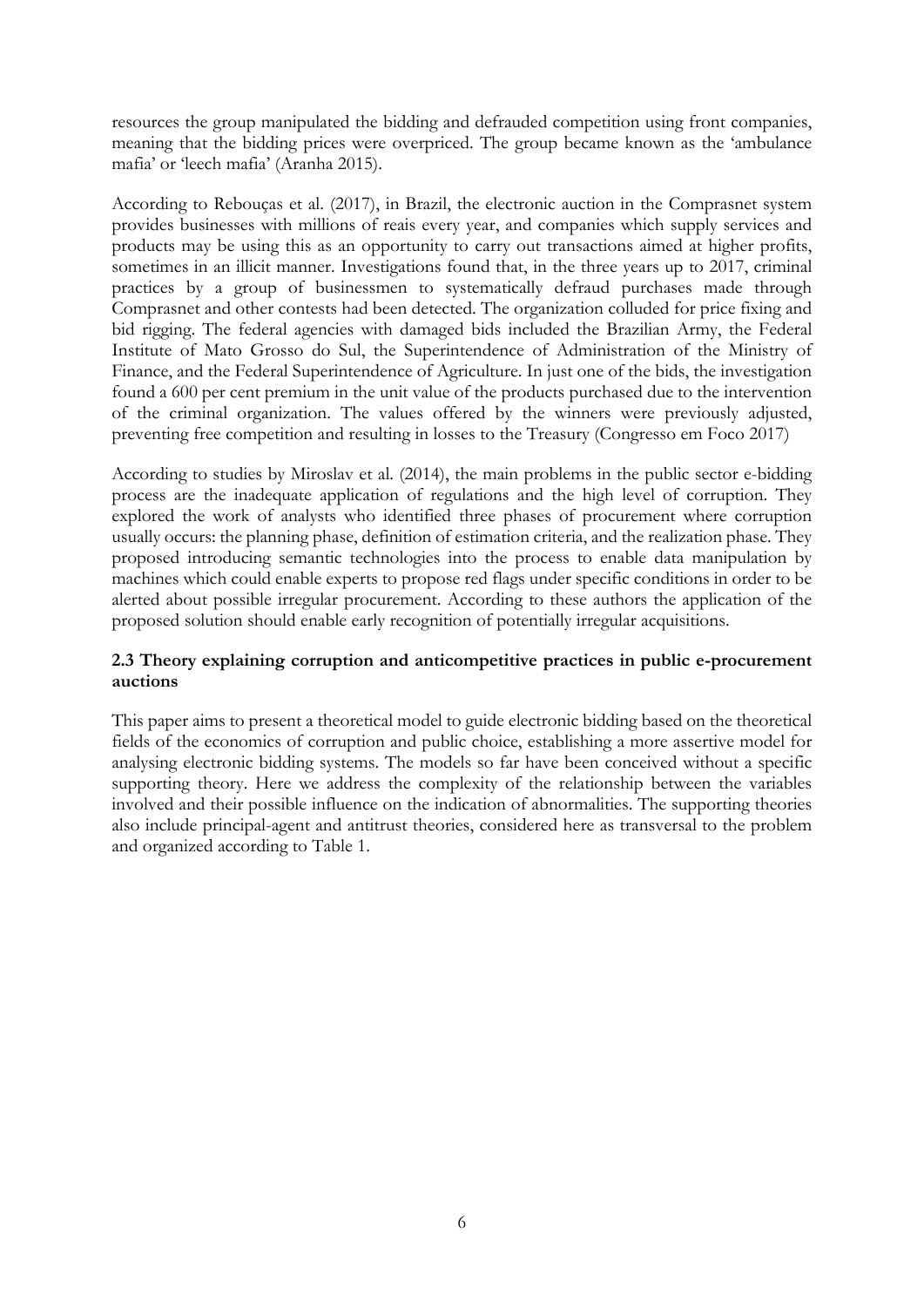resources the group manipulated the bidding and defrauded competition using front companies, meaning that the bidding prices were overpriced. The group became known as the 'ambulance mafia' or 'leech mafia' (Aranha 2015).

According to Rebouças et al. (2017), in Brazil, the electronic auction in the Comprasnet system provides businesses with millions of reais every year, and companies which supply services and products may be using this as an opportunity to carry out transactions aimed at higher profits, sometimes in an illicit manner. Investigations found that, in the three years up to 2017, criminal practices by a group of businessmen to systematically defraud purchases made through Comprasnet and other contests had been detected. The organization colluded for price fixing and bid rigging. The federal agencies with damaged bids included the Brazilian Army, the Federal Institute of Mato Grosso do Sul, the Superintendence of Administration of the Ministry of Finance, and the Federal Superintendence of Agriculture. In just one of the bids, the investigation found a 600 per cent premium in the unit value of the products purchased due to the intervention of the criminal organization. The values offered by the winners were previously adjusted, preventing free competition and resulting in losses to the Treasury (Congresso em Foco 2017)

According to studies by Miroslav et al. (2014), the main problems in the public sector e-bidding process are the inadequate application of regulations and the high level of corruption. They explored the work of analysts who identified three phases of procurement where corruption usually occurs: the planning phase, definition of estimation criteria, and the realization phase. They proposed introducing semantic technologies into the process to enable data manipulation by machines which could enable experts to propose red flags under specific conditions in order to be alerted about possible irregular procurement. According to these authors the application of the proposed solution should enable early recognition of potentially irregular acquisitions.

### 2.3 Theory explaining corruption and anticompetitive practices in public e-procurement auctions

This paper aims to present a theoretical model to guide electronic bidding based on the theoretical fields of the economics of corruption and public choice, establishing a more assertive model for analysing electronic bidding systems. The models so far have been conceived without a specific supporting theory. Here we address the complexity of the relationship between the variables involved and their possible influence on the indication of abnormalities. The supporting theories also include principal-agent and antitrust theories, considered here as transversal to the problem and organized according to Table 1.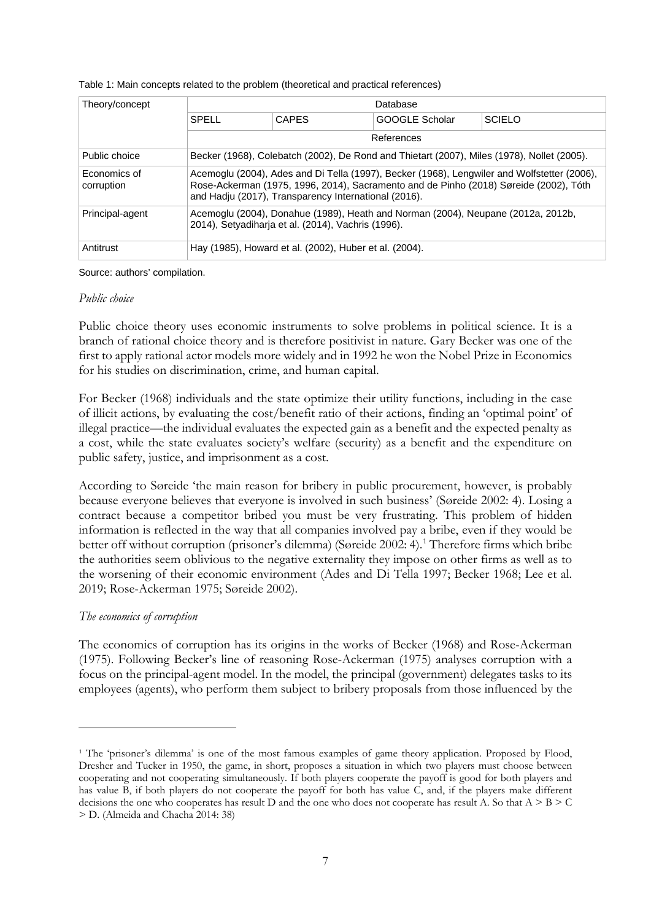Table 1: Main concepts related to the problem (theoretical and practical references)

| Theory/concept | Database | | | |
|---|---|---|---|---|
| | SPELL | CAPES | GOOGLE Scholar | SCIELO |
| | References | | | |
| Public choice | Becker (1968), Colebatch (2002), De Rond and Thietart (2007), Miles (1978), Nollet (2005). | | | |
| Economics of corruption | Acemoglu (2004), Ades and Di Tella (1997), Becker (1968), Lengwiler and Wolfstetter (2006), Rose-Ackerman (1975, 1996, 2014), Sacramento and de Pinho (2018) Søreide (2002), Tóth and Hadju (2017), Transparency International (2016). | | | |
| Principal-agent | Acemoglu (2004), Donahue (1989), Heath and Norman (2004), Neupane (2012a, 2012b, 2014), Setyadiharja et al. (2014), Vachris (1996). | | | |
| Antitrust | Hay (1985), Howard et al. (2002), Huber et al. (2004). | | | |

Source: authors' compilation.

*Public choice*

Public choice theory uses economic instruments to solve problems in political science. It is a branch of rational choice theory and is therefore positivist in nature. Gary Becker was one of the first to apply rational actor models more widely and in 1992 he won the Nobel Prize in Economics for his studies on discrimination, crime, and human capital.

For Becker (1968) individuals and the state optimize their utility functions, including in the case of illicit actions, by evaluating the cost/benefit ratio of their actions, finding an 'optimal point' of illegal practice—the individual evaluates the expected gain as a benefit and the expected penalty as a cost, while the state evaluates society's welfare (security) as a benefit and the expenditure on public safety, justice, and imprisonment as a cost.

According to Søreide 'the main reason for bribery in public procurement, however, is probably because everyone believes that everyone is involved in such business' (Søreide 2002: 4). Losing a contract because a competitor bribed you must be very frustrating. This problem of hidden information is reflected in the way that all companies involved pay a bribe, even if they would be better off without corruption (prisoner's dilemma) (Søreide 2002: 4).[1] Therefore firms which bribe the authorities seem oblivious to the negative externality they impose on other firms as well as to the worsening of their economic environment (Ades and Di Tella 1997; Becker 1968; Lee et al. 2019; Rose-Ackerman 1975; Søreide 2002).

*The economics of corruption*

The economics of corruption has its origins in the works of Becker (1968) and Rose-Ackerman (1975). Following Becker's line of reasoning Rose-Ackerman (1975) analyses corruption with a focus on the principal-agent model. In the model, the principal (government) delegates tasks to its employees (agents), who perform them subject to bribery proposals from those influenced by the

[1] The 'prisoner's dilemma' is one of the most famous examples of game theory application. Proposed by Flood, Dresher and Tucker in 1950, the game, in short, proposes a situation in which two players must choose between cooperating and not cooperating simultaneously. If both players cooperate the payoff is good for both players and has value B, if both players do not cooperate the payoff for both has value C, and, if the players make different decisions the one who cooperates has result D and the one who does not cooperate has result A. So that $A > B > C > D$. (Almeida and Chacha 2014: 38)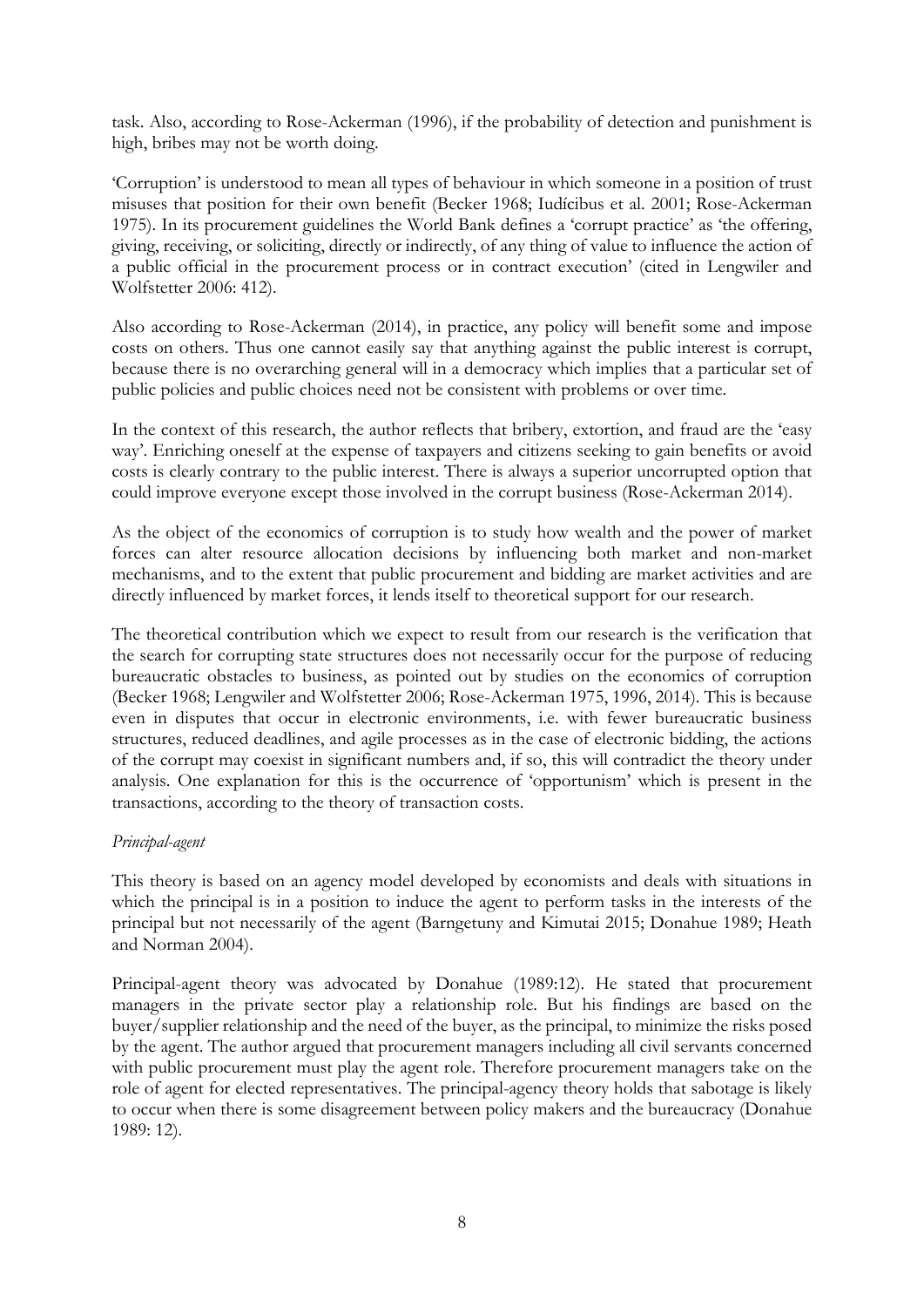task. Also, according to Rose-Ackerman (1996), if the probability of detection and punishment is high, bribes may not be worth doing.

'Corruption' is understood to mean all types of behaviour in which someone in a position of trust misuses that position for their own benefit (Becker 1968; Iudícibus et al. 2001; Rose-Ackerman 1975). In its procurement guidelines the World Bank defines a 'corrupt practice' as 'the offering, giving, receiving, or soliciting, directly or indirectly, of any thing of value to influence the action of a public official in the procurement process or in contract execution' (cited in Lengwiler and Wolfstetter 2006: 412).

Also according to Rose-Ackerman (2014), in practice, any policy will benefit some and impose costs on others. Thus one cannot easily say that anything against the public interest is corrupt, because there is no overarching general will in a democracy which implies that a particular set of public policies and public choices need not be consistent with problems or over time.

In the context of this research, the author reflects that bribery, extortion, and fraud are the 'easy way'. Enriching oneself at the expense of taxpayers and citizens seeking to gain benefits or avoid costs is clearly contrary to the public interest. There is always a superior uncorrupted option that could improve everyone except those involved in the corrupt business (Rose-Ackerman 2014).

As the object of the economics of corruption is to study how wealth and the power of market forces can alter resource allocation decisions by influencing both market and non-market mechanisms, and to the extent that public procurement and bidding are market activities and are directly influenced by market forces, it lends itself to theoretical support for our research.

The theoretical contribution which we expect to result from our research is the verification that the search for corrupting state structures does not necessarily occur for the purpose of reducing bureaucratic obstacles to business, as pointed out by studies on the economics of corruption (Becker 1968; Lengwiler and Wolfstetter 2006; Rose-Ackerman 1975, 1996, 2014). This is because even in disputes that occur in electronic environments, i.e. with fewer bureaucratic business structures, reduced deadlines, and agile processes as in the case of electronic bidding, the actions of the corrupt may coexist in significant numbers and, if so, this will contradict the theory under analysis. One explanation for this is the occurrence of 'opportunism' which is present in the transactions, according to the theory of transaction costs.

*Principal-agent*

This theory is based on an agency model developed by economists and deals with situations in which the principal is in a position to induce the agent to perform tasks in the interests of the principal but not necessarily of the agent (Barngetuny and Kimutai 2015; Donahue 1989; Heath and Norman 2004).

Principal-agent theory was advocated by Donahue (1989:12). He stated that procurement managers in the private sector play a relationship role. But his findings are based on the buyer/supplier relationship and the need of the buyer, as the principal, to minimize the risks posed by the agent. The author argued that procurement managers including all civil servants concerned with public procurement must play the agent role. Therefore procurement managers take on the role of agent for elected representatives. The principal-agency theory holds that sabotage is likely to occur when there is some disagreement between policy makers and the bureaucracy (Donahue 1989: 12).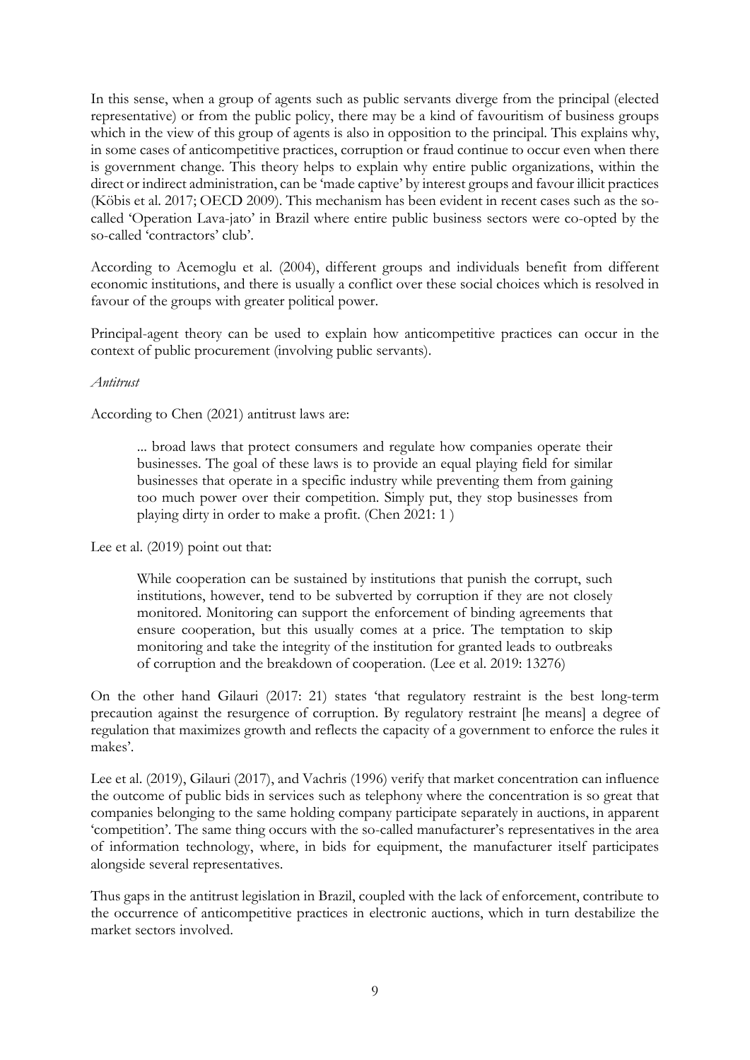In this sense, when a group of agents such as public servants diverge from the principal (elected representative) or from the public policy, there may be a kind of favouritism of business groups which in the view of this group of agents is also in opposition to the principal. This explains why, in some cases of anticompetitive practices, corruption or fraud continue to occur even when there is government change. This theory helps to explain why entire public organizations, within the direct or indirect administration, can be 'made captive' by interest groups and favour illicit practices (Köbis et al. 2017; OECD 2009). This mechanism has been evident in recent cases such as the so-called 'Operation Lava-jato' in Brazil where entire public business sectors were co-opted by the so-called 'contractors' club'.

According to Acemoglu et al. (2004), different groups and individuals benefit from different economic institutions, and there is usually a conflict over these social choices which is resolved in favour of the groups with greater political power.

Principal-agent theory can be used to explain how anticompetitive practices can occur in the context of public procurement (involving public servants).

*Antitrust*

According to Chen (2021) antitrust laws are:

> ... broad laws that protect consumers and regulate how companies operate their businesses. The goal of these laws is to provide an equal playing field for similar businesses that operate in a specific industry while preventing them from gaining too much power over their competition. Simply put, they stop businesses from playing dirty in order to make a profit. (Chen 2021: 1 )

Lee et al. (2019) point out that:

> While cooperation can be sustained by institutions that punish the corrupt, such institutions, however, tend to be subverted by corruption if they are not closely monitored. Monitoring can support the enforcement of binding agreements that ensure cooperation, but this usually comes at a price. The temptation to skip monitoring and take the integrity of the institution for granted leads to outbreaks of corruption and the breakdown of cooperation. (Lee et al. 2019: 13276)

On the other hand Gilauri (2017: 21) states 'that regulatory restraint is the best long-term precaution against the resurgence of corruption. By regulatory restraint [he means] a degree of regulation that maximizes growth and reflects the capacity of a government to enforce the rules it makes'.

Lee et al. (2019), Gilauri (2017), and Vachris (1996) verify that market concentration can influence the outcome of public bids in services such as telephony where the concentration is so great that companies belonging to the same holding company participate separately in auctions, in apparent 'competition'. The same thing occurs with the so-called manufacturer's representatives in the area of information technology, where, in bids for equipment, the manufacturer itself participates alongside several representatives.

Thus gaps in the antitrust legislation in Brazil, coupled with the lack of enforcement, contribute to the occurrence of anticompetitive practices in electronic auctions, which in turn destabilize the market sectors involved.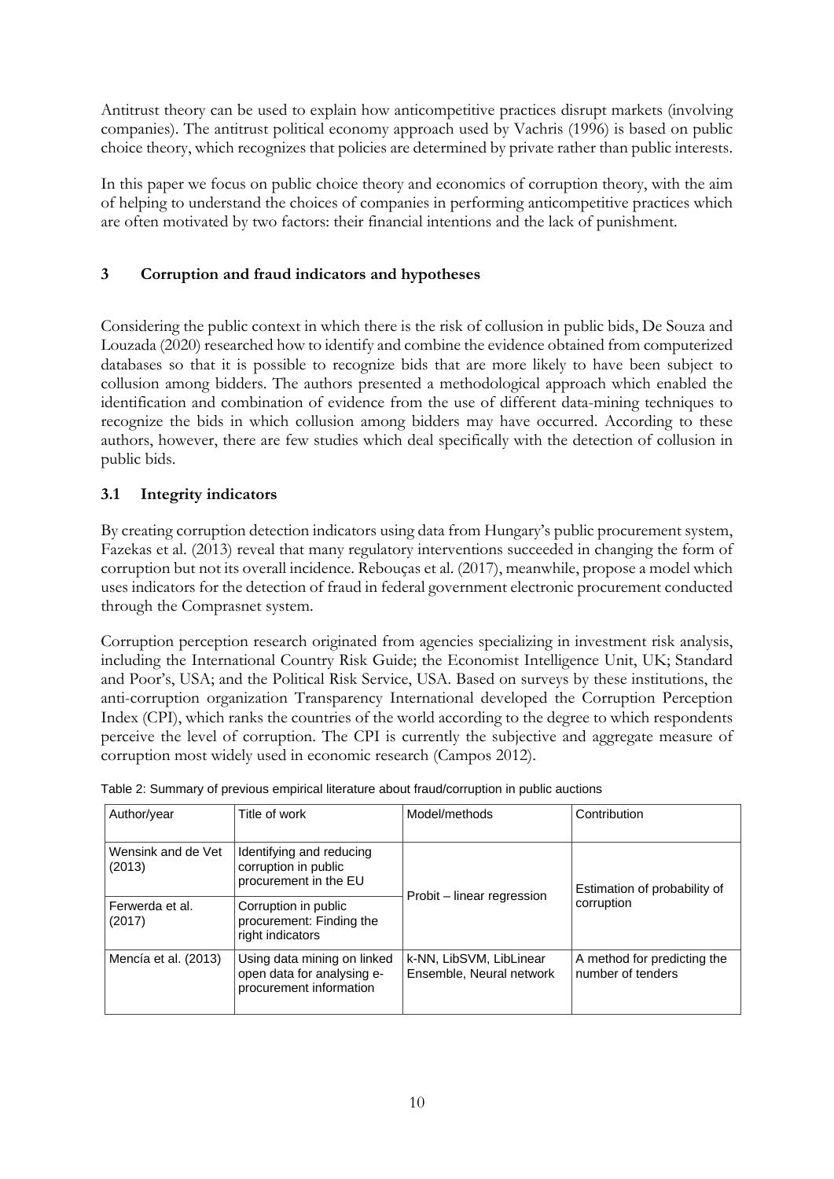Antitrust theory can be used to explain how anticompetitive practices disrupt markets (involving companies). The antitrust political economy approach used by Vachris (1996) is based on public choice theory, which recognizes that policies are determined by private rather than public interests.

In this paper we focus on public choice theory and economics of corruption theory, with the aim of helping to understand the choices of companies in performing anticompetitive practices which are often motivated by two factors: their financial intentions and the lack of punishment.

## 3 Corruption and fraud indicators and hypotheses

Considering the public context in which there is the risk of collusion in public bids, De Souza and Louzada (2020) researched how to identify and combine the evidence obtained from computerized databases so that it is possible to recognize bids that are more likely to have been subject to collusion among bidders. The authors presented a methodological approach which enabled the identification and combination of evidence from the use of different data-mining techniques to recognize the bids in which collusion among bidders may have occurred. According to these authors, however, there are few studies which deal specifically with the detection of collusion in public bids.

### 3.1 Integrity indicators

By creating corruption detection indicators using data from Hungary's public procurement system, Fazekas et al. (2013) reveal that many regulatory interventions succeeded in changing the form of corruption but not its overall incidence. Rebouças et al. (2017), meanwhile, propose a model which uses indicators for the detection of fraud in federal government electronic procurement conducted through the Comprasnet system.

Corruption perception research originated from agencies specializing in investment risk analysis, including the International Country Risk Guide; the Economist Intelligence Unit, UK; Standard and Poor's, USA; and the Political Risk Service, USA. Based on surveys by these institutions, the anti-corruption organization Transparency International developed the Corruption Perception Index (CPI), which ranks the countries of the world according to the degree to which respondents perceive the level of corruption. The CPI is currently the subjective and aggregate measure of corruption most widely used in economic research (Campos 2012).

Table 2: Summary of previous empirical literature about fraud/corruption in public auctions

| Author/year | Title of work | Model/methods | Contribution |
|---|---|---|---|
| Wensink and de Vet (2013) | Identifying and reducing corruption in public procurement in the EU | Probit – linear regression | Estimation of probability of corruption |
| Ferwerda et al. (2017) | Corruption in public procurement: Finding the right indicators | | |
| Mencía et al. (2013) | Using data mining on linked open data for analysing e-procurement information | k-NN, LibSVM, LibLinear Ensemble, Neural network | A method for predicting the number of tenders |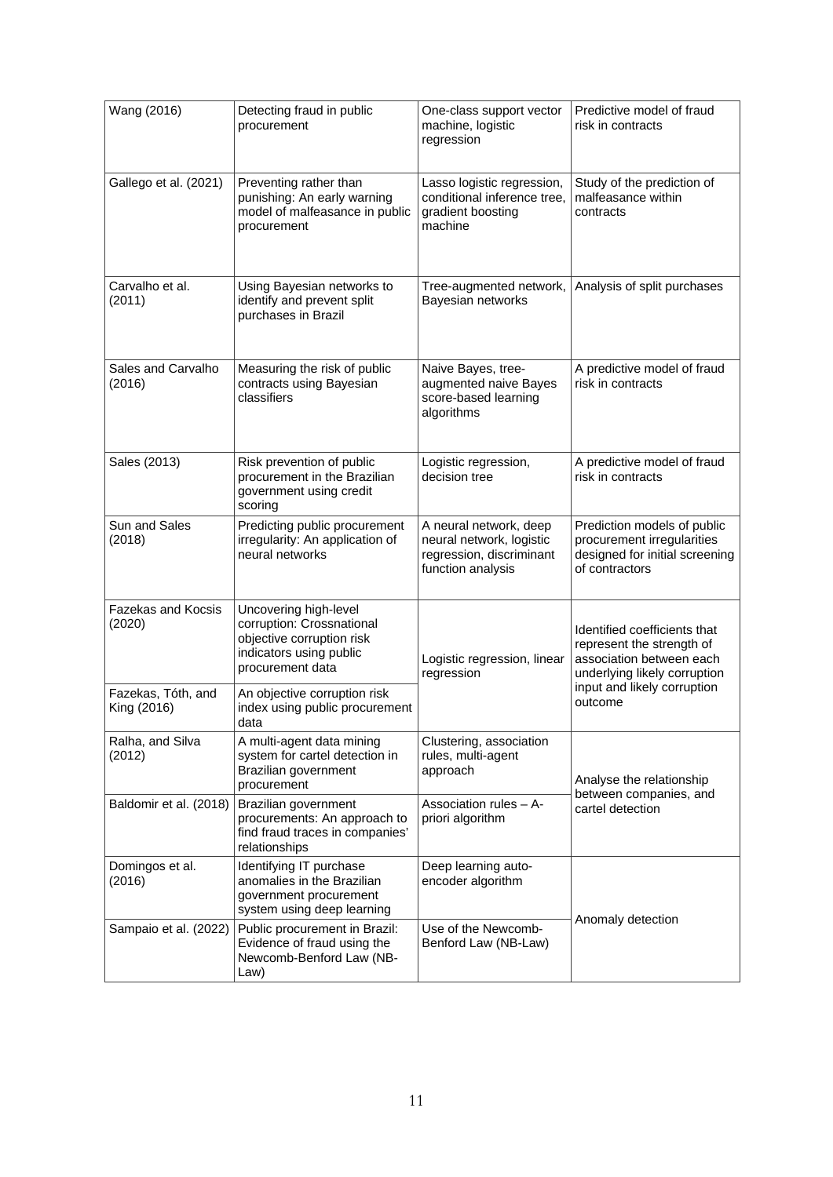| | | | |
|---|---|---|---|
| Wang (2016) | Detecting fraud in public procurement | One-class support vector machine, logistic regression | Predictive model of fraud risk in contracts |
| Gallego et al. (2021) | Preventing rather than punishing: An early warning model of malfeasance in public procurement | Lasso logistic regression, conditional inference tree, gradient boosting machine | Study of the prediction of malfeasance within contracts |
| Carvalho et al. (2011) | Using Bayesian networks to identify and prevent split purchases in Brazil | Tree-augmented network, Bayesian networks | Analysis of split purchases |
| Sales and Carvalho (2016) | Measuring the risk of public contracts using Bayesian classifiers | Naive Bayes, tree-augmented naive Bayes score-based learning algorithms | A predictive model of fraud risk in contracts |
| Sales (2013) | Risk prevention of public procurement in the Brazilian government using credit scoring | Logistic regression, decision tree | A predictive model of fraud risk in contracts |
| Sun and Sales (2018) | Predicting public procurement irregularity: An application of neural networks | A neural network, deep neural network, logistic regression, discriminant function analysis | Prediction models of public procurement irregularities designed for initial screening of contractors |
| Fazekas and Kocsis (2020) | Uncovering high-level corruption: Crossnational objective corruption risk indicators using public procurement data | Logistic regression, linear regression | Identified coefficients that represent the strength of association between each underlying likely corruption input and likely corruption outcome |
| Fazekas, Tóth, and King (2016) | An objective corruption risk index using public procurement data | | |
| Ralha, and Silva (2012) | A multi-agent data mining system for cartel detection in Brazilian government procurement | Clustering, association rules, multi-agent approach | Analyse the relationship between companies, and cartel detection |
| Baldomir et al. (2018) | Brazilian government procurements: An approach to find fraud traces in companies' relationships | Association rules – A-priori algorithm | |
| Domingos et al. (2016) | Identifying IT purchase anomalies in the Brazilian government procurement system using deep learning | Deep learning auto-encoder algorithm | Anomaly detection |
| Sampaio et al. (2022) | Public procurement in Brazil: Evidence of fraud using the Newcomb-Benford Law (NB-Law) | Use of the Newcomb-Benford Law (NB-Law) | |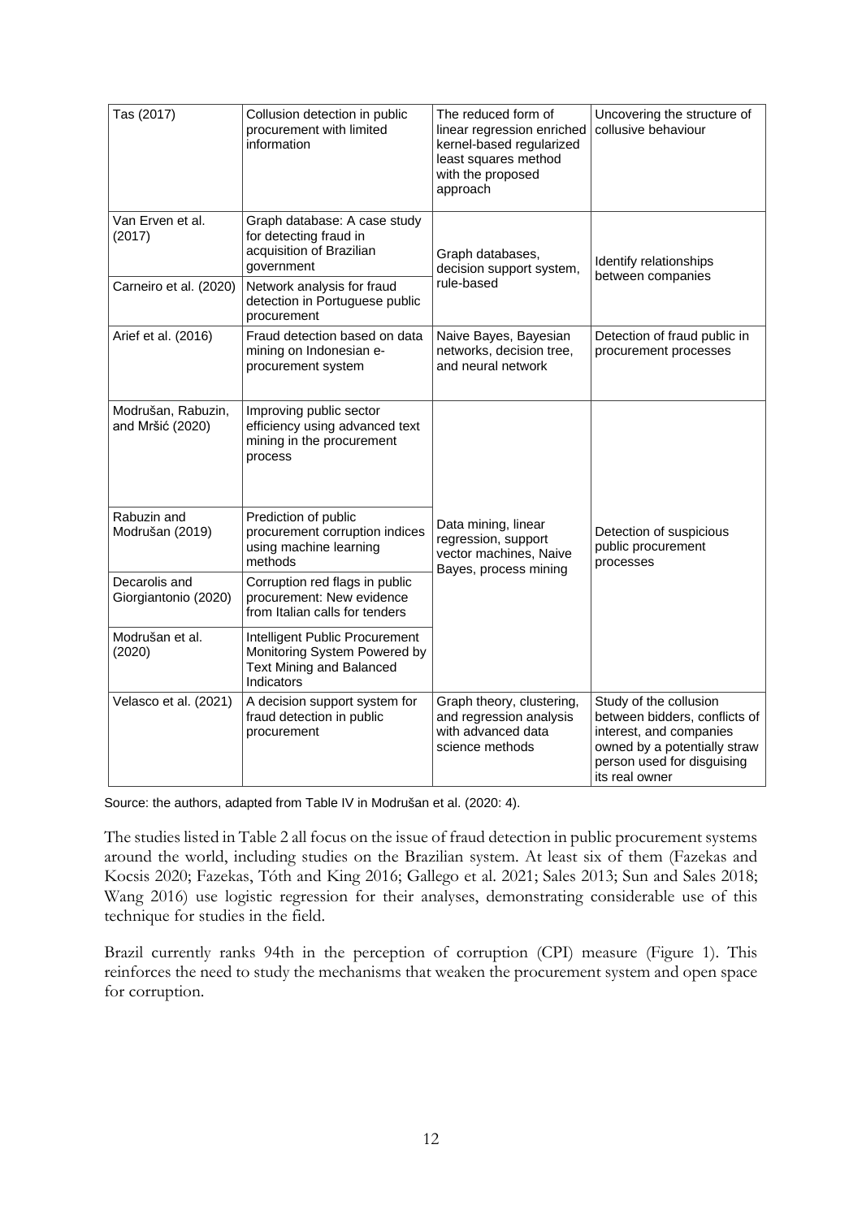| | | | |
|---|---|---|---|
| Tas (2017) | Collusion detection in public procurement with limited information | The reduced form of linear regression enriched kernel-based regularized least squares method with the proposed approach | Uncovering the structure of collusive behaviour |
| Van Erven et al. (2017) | Graph database: A case study for detecting fraud in acquisition of Brazilian government | Graph databases, decision support system, rule-based | Identify relationships between companies |
| Carneiro et al. (2020) | Network analysis for fraud detection in Portuguese public procurement | | |
| Arief et al. (2016) | Fraud detection based on data mining on Indonesian e-procurement system | Naive Bayes, Bayesian networks, decision tree, and neural network | Detection of fraud public in procurement processes |
| Modrušan, Rabuzin, and Mršić (2020) | Improving public sector efficiency using advanced text mining in the procurement process | Data mining, linear regression, support vector machines, Naive Bayes, process mining | Detection of suspicious public procurement processes |
| Rabuzin and Modrušan (2019) | Prediction of public procurement corruption indices using machine learning methods | | |
| Decarolis and Giorgiantonio (2020) | Corruption red flags in public procurement: New evidence from Italian calls for tenders | | |
| Modrušan et al. (2020) | Intelligent Public Procurement Monitoring System Powered by Text Mining and Balanced Indicators | | |
| Velasco et al. (2021) | A decision support system for fraud detection in public procurement | Graph theory, clustering, and regression analysis with advanced data science methods | Study of the collusion between bidders, conflicts of interest, and companies owned by a potentially straw person used for disguising its real owner |

Source: the authors, adapted from Table IV in Modrušan et al. (2020: 4).

The studies listed in Table 2 all focus on the issue of fraud detection in public procurement systems around the world, including studies on the Brazilian system. At least six of them (Fazekas and Kocsis 2020; Fazekas, Tóth and King 2016; Gallego et al. 2021; Sales 2013; Sun and Sales 2018; Wang 2016) use logistic regression for their analyses, demonstrating considerable use of this technique for studies in the field.

Brazil currently ranks 94th in the perception of corruption (CPI) measure (Figure 1). This reinforces the need to study the mechanisms that weaken the procurement system and open space for corruption.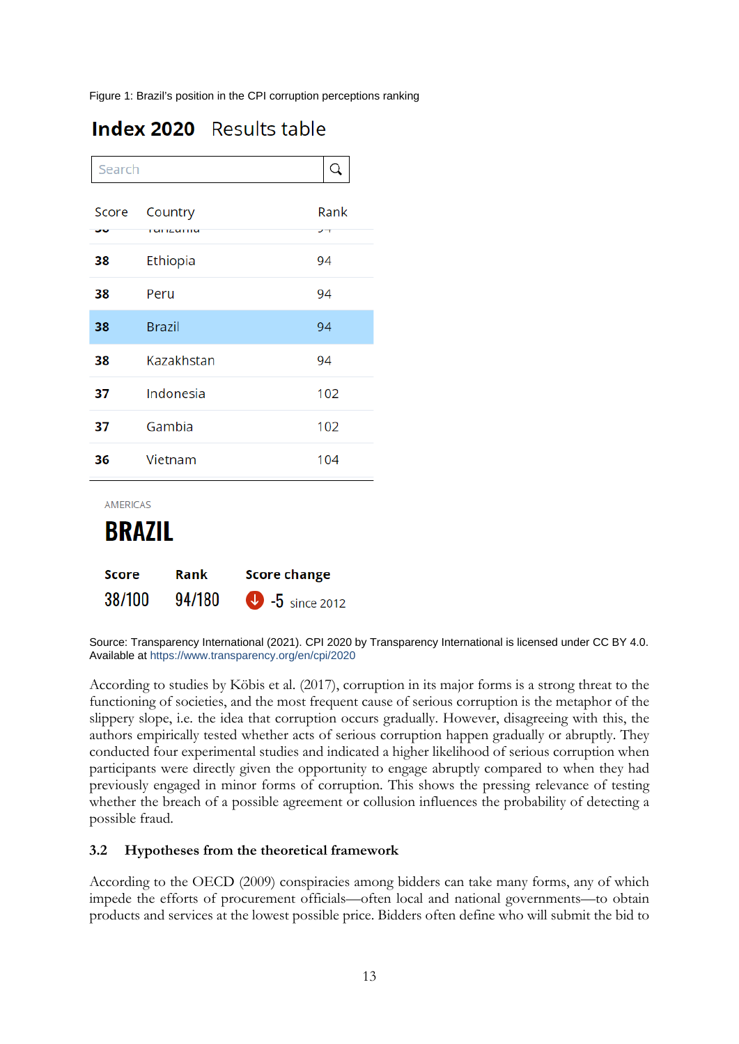Figure 1: Brazil's position in the CPI corruption perceptions ranking

**Index 2020** Results table

Search

| Score | Country | Rank |
|---|---|---|
| 38 | Tanzania | 94 |
| **38** | Ethiopia | 94 |
| **38** | Peru | 94 |
| **38** | Brazil | 94 |
| **38** | Kazakhstan | 94 |
| **37** | Indonesia | 102 |
| **37** | Gambia | 102 |
| **36** | Vietnam | 104 |

AMERICAS

**BRAZIL**

| Score | Rank | Score change |
|---|---|---|
| 38/100 | 94/180 | -5 since 2012 |

Source: Transparency International (2021). CPI 2020 by Transparency International is licensed under CC BY 4.0. Available at https://www.transparency.org/en/cpi/2020

According to studies by Köbis et al. (2017), corruption in its major forms is a strong threat to the functioning of societies, and the most frequent cause of serious corruption is the metaphor of the slippery slope, i.e. the idea that corruption occurs gradually. However, disagreeing with this, the authors empirically tested whether acts of serious corruption happen gradually or abruptly. They conducted four experimental studies and indicated a higher likelihood of serious corruption when participants were directly given the opportunity to engage abruptly compared to when they had previously engaged in minor forms of corruption. This shows the pressing relevance of testing whether the breach of a possible agreement or collusion influences the probability of detecting a possible fraud.

### 3.2 Hypotheses from the theoretical framework

According to the OECD (2009) conspiracies among bidders can take many forms, any of which impede the efforts of procurement officials—often local and national governments—to obtain products and services at the lowest possible price. Bidders often define who will submit the bid to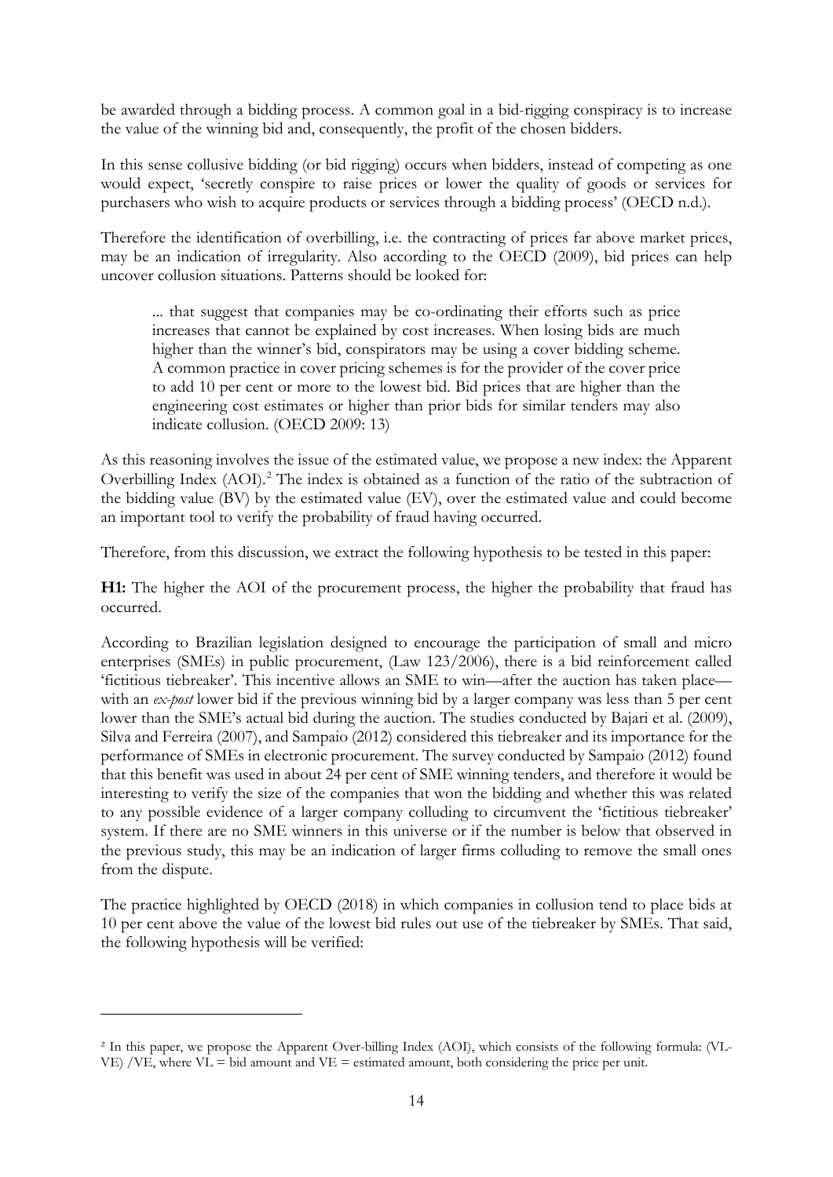be awarded through a bidding process. A common goal in a bid-rigging conspiracy is to increase the value of the winning bid and, consequently, the profit of the chosen bidders.

In this sense collusive bidding (or bid rigging) occurs when bidders, instead of competing as one would expect, 'secretly conspire to raise prices or lower the quality of goods or services for purchasers who wish to acquire products or services through a bidding process' (OECD n.d.).

Therefore the identification of overbilling, i.e. the contracting of prices far above market prices, may be an indication of irregularity. Also according to the OECD (2009), bid prices can help uncover collusion situations. Patterns should be looked for:

> ... that suggest that companies may be co-ordinating their efforts such as price increases that cannot be explained by cost increases. When losing bids are much higher than the winner's bid, conspirators may be using a cover bidding scheme. A common practice in cover pricing schemes is for the provider of the cover price to add 10 per cent or more to the lowest bid. Bid prices that are higher than the engineering cost estimates or higher than prior bids for similar tenders may also indicate collusion. (OECD 2009: 13)

As this reasoning involves the issue of the estimated value, we propose a new index: the Apparent Overbilling Index (AOI).[2] The index is obtained as a function of the ratio of the subtraction of the bidding value (BV) by the estimated value (EV), over the estimated value and could become an important tool to verify the probability of fraud having occurred.

Therefore, from this discussion, we extract the following hypothesis to be tested in this paper:

**H1:** The higher the AOI of the procurement process, the higher the probability that fraud has occurred.

According to Brazilian legislation designed to encourage the participation of small and micro enterprises (SMEs) in public procurement, (Law 123/2006), there is a bid reinforcement called 'fictitious tiebreaker'. This incentive allows an SME to win—after the auction has taken place—with an *ex-post* lower bid if the previous winning bid by a larger company was less than 5 per cent lower than the SME's actual bid during the auction. The studies conducted by Bajari et al. (2009), Silva and Ferreira (2007), and Sampaio (2012) considered this tiebreaker and its importance for the performance of SMEs in electronic procurement. The survey conducted by Sampaio (2012) found that this benefit was used in about 24 per cent of SME winning tenders, and therefore it would be interesting to verify the size of the companies that won the bidding and whether this was related to any possible evidence of a larger company colluding to circumvent the 'fictitious tiebreaker' system. If there are no SME winners in this universe or if the number is below that observed in the previous study, this may be an indication of larger firms colluding to remove the small ones from the dispute.

The practice highlighted by OECD (2018) in which companies in collusion tend to place bids at 10 per cent above the value of the lowest bid rules out use of the tiebreaker by SMEs. That said, the following hypothesis will be verified:

---

[2] In this paper, we propose the Apparent Over-billing Index (AOI), which consists of the following formula: (VL-VE) /VE, where VL = bid amount and VE = estimated amount, both considering the price per unit.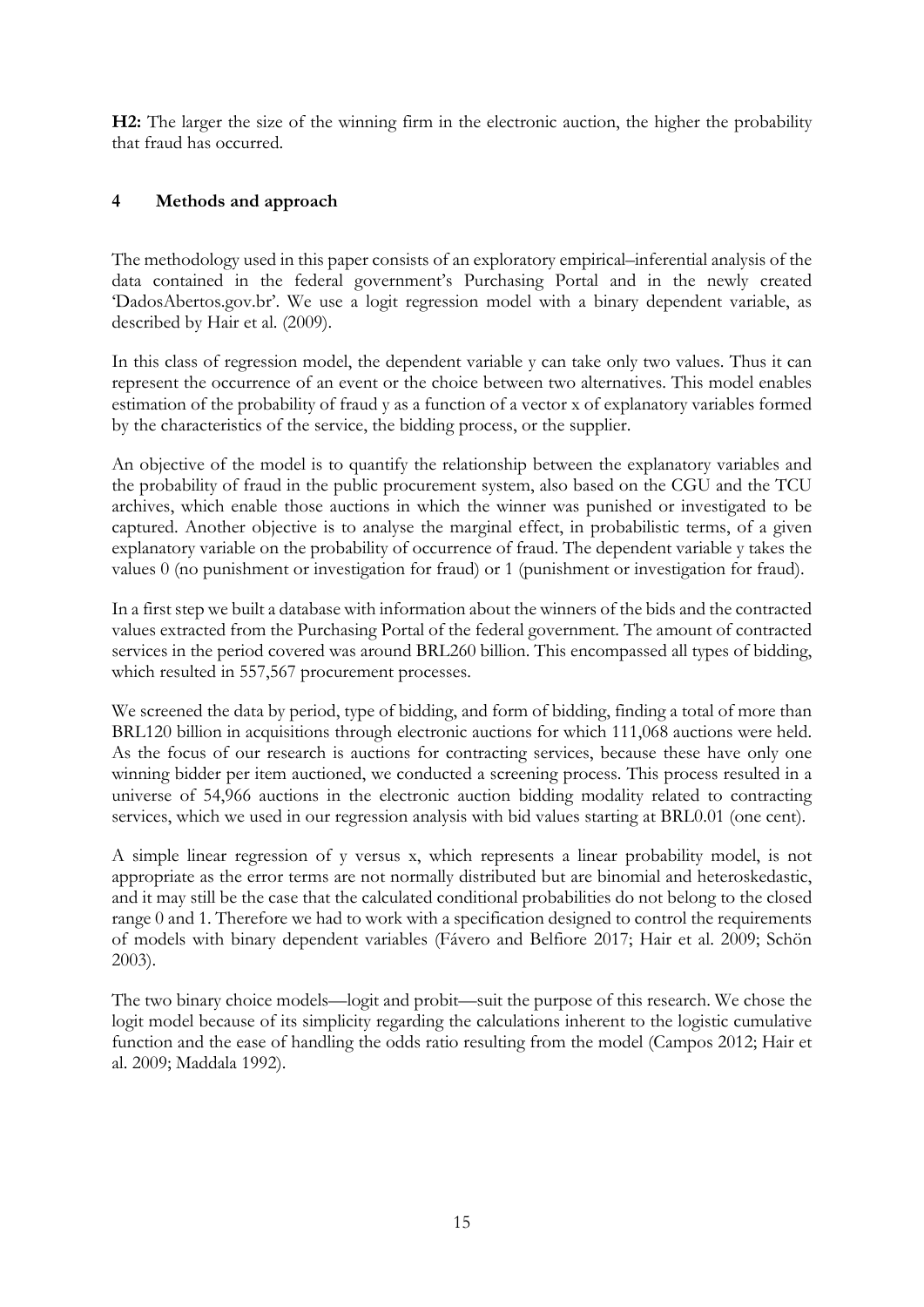**H2:** The larger the size of the winning firm in the electronic auction, the higher the probability that fraud has occurred.

## 4 Methods and approach

The methodology used in this paper consists of an exploratory empirical–inferential analysis of the data contained in the federal government's Purchasing Portal and in the newly created 'DadosAbertos.gov.br'. We use a logit regression model with a binary dependent variable, as described by Hair et al. (2009).

In this class of regression model, the dependent variable y can take only two values. Thus it can represent the occurrence of an event or the choice between two alternatives. This model enables estimation of the probability of fraud y as a function of a vector x of explanatory variables formed by the characteristics of the service, the bidding process, or the supplier.

An objective of the model is to quantify the relationship between the explanatory variables and the probability of fraud in the public procurement system, also based on the CGU and the TCU archives, which enable those auctions in which the winner was punished or investigated to be captured. Another objective is to analyse the marginal effect, in probabilistic terms, of a given explanatory variable on the probability of occurrence of fraud. The dependent variable y takes the values 0 (no punishment or investigation for fraud) or 1 (punishment or investigation for fraud).

In a first step we built a database with information about the winners of the bids and the contracted values extracted from the Purchasing Portal of the federal government. The amount of contracted services in the period covered was around BRL260 billion. This encompassed all types of bidding, which resulted in 557,567 procurement processes.

We screened the data by period, type of bidding, and form of bidding, finding a total of more than BRL120 billion in acquisitions through electronic auctions for which 111,068 auctions were held. As the focus of our research is auctions for contracting services, because these have only one winning bidder per item auctioned, we conducted a screening process. This process resulted in a universe of 54,966 auctions in the electronic auction bidding modality related to contracting services, which we used in our regression analysis with bid values starting at BRL0.01 (one cent).

A simple linear regression of y versus x, which represents a linear probability model, is not appropriate as the error terms are not normally distributed but are binomial and heteroskedastic, and it may still be the case that the calculated conditional probabilities do not belong to the closed range 0 and 1. Therefore we had to work with a specification designed to control the requirements of models with binary dependent variables (Fávero and Belfiore 2017; Hair et al. 2009; Schön 2003).

The two binary choice models—logit and probit—suit the purpose of this research. We chose the logit model because of its simplicity regarding the calculations inherent to the logistic cumulative function and the ease of handling the odds ratio resulting from the model (Campos 2012; Hair et al. 2009; Maddala 1992).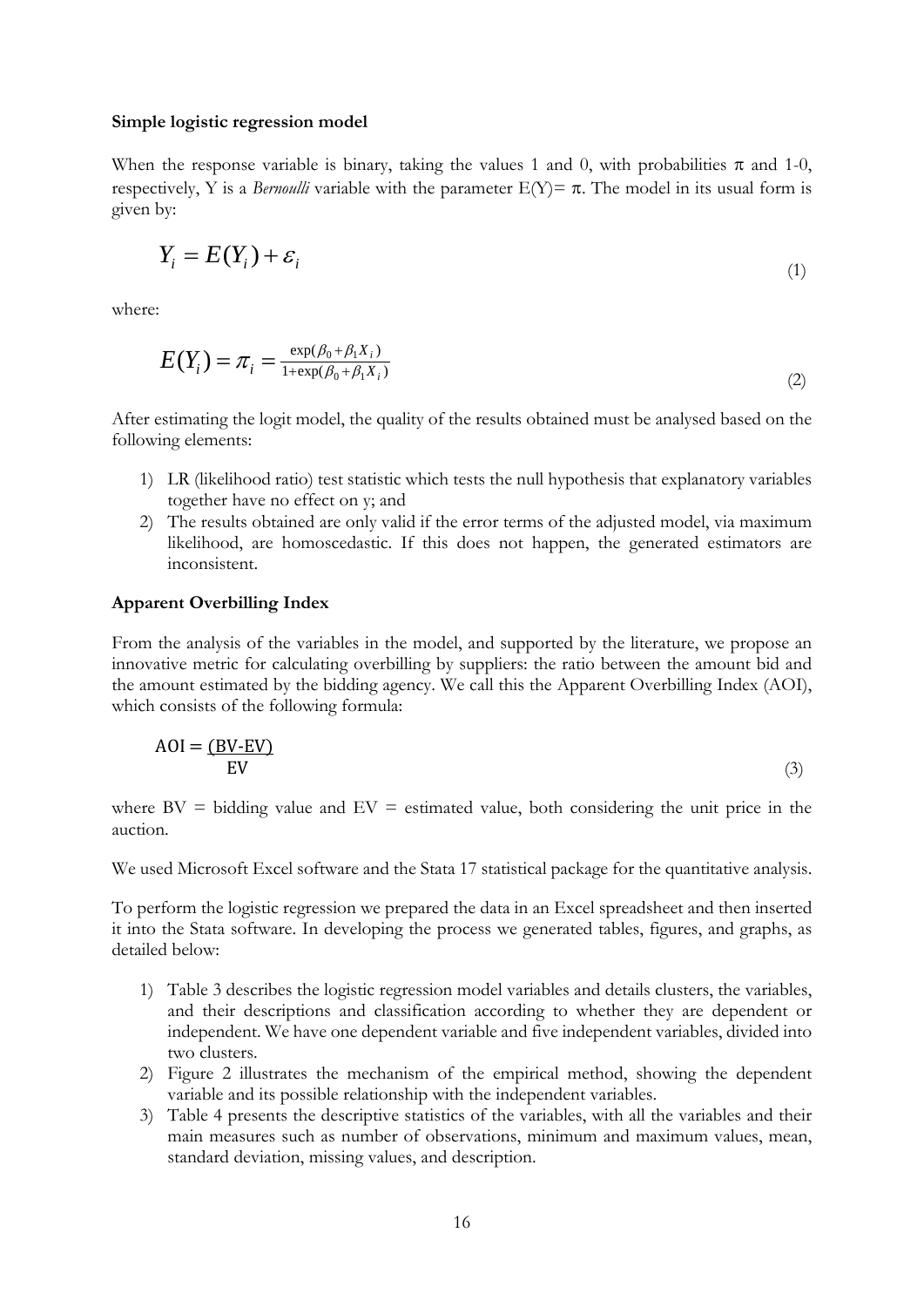**Simple logistic regression model**

When the response variable is binary, taking the values 1 and 0, with probabilities π and 1-0, respectively, Y is a *Bernoulli* variable with the parameter E(Y)= π. The model in its usual form is given by:

$$Y_i = E(Y_i) + \varepsilon_i \tag{1}$$

where:

$$E(Y_i) = \pi_i = \frac{\exp(\beta_0 + \beta_1 X_i)}{1+\exp(\beta_0 + \beta_1 X_i)} \tag{2}$$

After estimating the logit model, the quality of the results obtained must be analysed based on the following elements:

1) LR (likelihood ratio) test statistic which tests the null hypothesis that explanatory variables together have no effect on y; and
2) The results obtained are only valid if the error terms of the adjusted model, via maximum likelihood, are homoscedastic. If this does not happen, the generated estimators are inconsistent.

**Apparent Overbilling Index**

From the analysis of the variables in the model, and supported by the literature, we propose an innovative metric for calculating overbilling by suppliers: the ratio between the amount bid and the amount estimated by the bidding agency. We call this the Apparent Overbilling Index (AOI), which consists of the following formula:

$$\text{AOI} = \frac{(\text{BV-EV})}{\text{EV}} \tag{3}$$

where BV = bidding value and EV = estimated value, both considering the unit price in the auction.

We used Microsoft Excel software and the Stata 17 statistical package for the quantitative analysis.

To perform the logistic regression we prepared the data in an Excel spreadsheet and then inserted it into the Stata software. In developing the process we generated tables, figures, and graphs, as detailed below:

1) Table 3 describes the logistic regression model variables and details clusters, the variables, and their descriptions and classification according to whether they are dependent or independent. We have one dependent variable and five independent variables, divided into two clusters.
2) Figure 2 illustrates the mechanism of the empirical method, showing the dependent variable and its possible relationship with the independent variables.
3) Table 4 presents the descriptive statistics of the variables, with all the variables and their main measures such as number of observations, minimum and maximum values, mean, standard deviation, missing values, and description.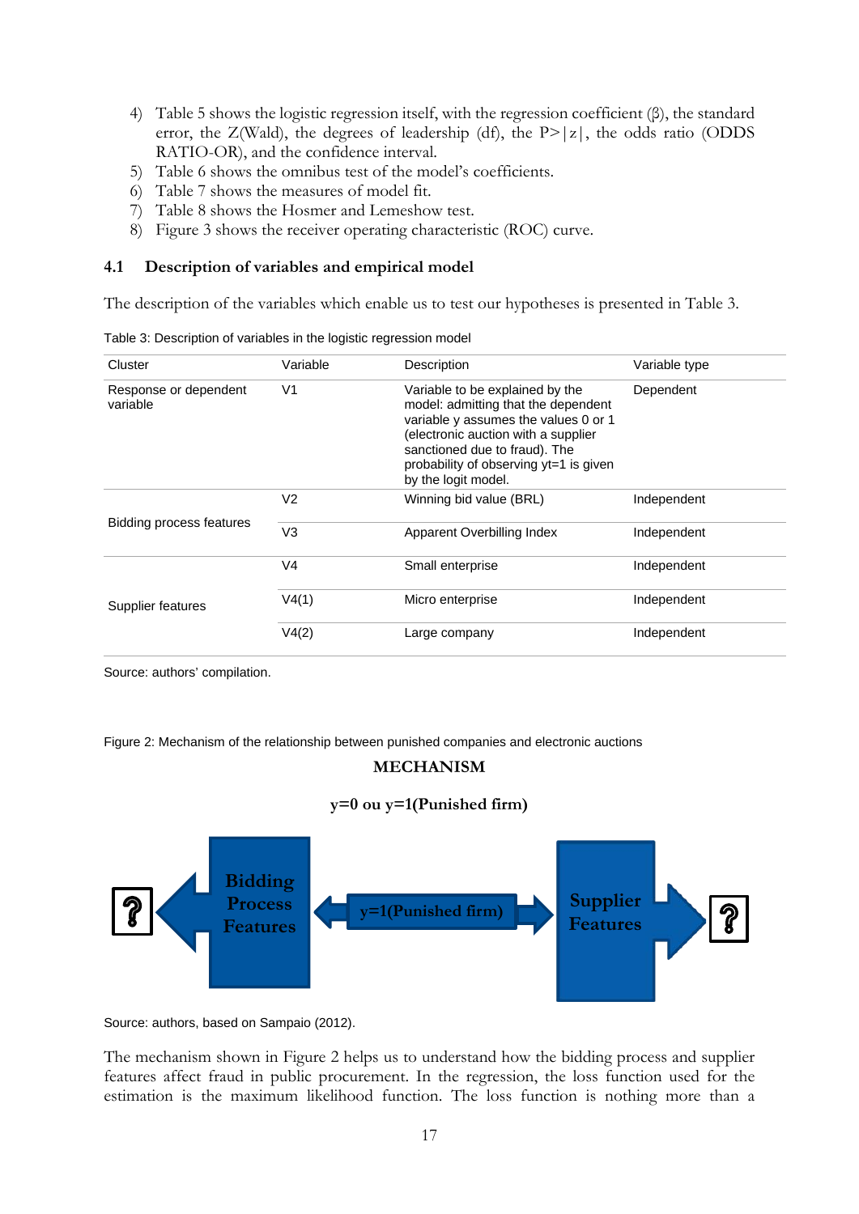4) Table 5 shows the logistic regression itself, with the regression coefficient (β), the standard error, the Z(Wald), the degrees of leadership (df), the P>|z|, the odds ratio (ODDS RATIO-OR), and the confidence interval.
5) Table 6 shows the omnibus test of the model's coefficients.
6) Table 7 shows the measures of model fit.
7) Table 8 shows the Hosmer and Lemeshow test.
8) Figure 3 shows the receiver operating characteristic (ROC) curve.

### 4.1 Description of variables and empirical model

The description of the variables which enable us to test our hypotheses is presented in Table 3.

Table 3: Description of variables in the logistic regression model

| Cluster | Variable | Description | Variable type |
|---|---|---|---|
| Response or dependent variable | V1 | Variable to be explained by the model: admitting that the dependent variable y assumes the values 0 or 1 (electronic auction with a supplier sanctioned due to fraud). The probability of observing yt=1 is given by the logit model. | Dependent |
| Bidding process features | V2 | Winning bid value (BRL) | Independent |
| | V3 | Apparent Overbilling Index | Independent |
| Supplier features | V4 | Small enterprise | Independent |
| | V4(1) | Micro enterprise | Independent |
| | V4(2) | Large company | Independent |

Source: authors' compilation.

Figure 2: Mechanism of the relationship between punished companies and electronic auctions

**MECHANISM**

**y=0 ou y=1(Punished firm)**

**Bidding Process Features** — **y=1(Punished firm)** — **Supplier Features**

Source: authors, based on Sampaio (2012).

The mechanism shown in Figure 2 helps us to understand how the bidding process and supplier features affect fraud in public procurement. In the regression, the loss function used for the estimation is the maximum likelihood function. The loss function is nothing more than a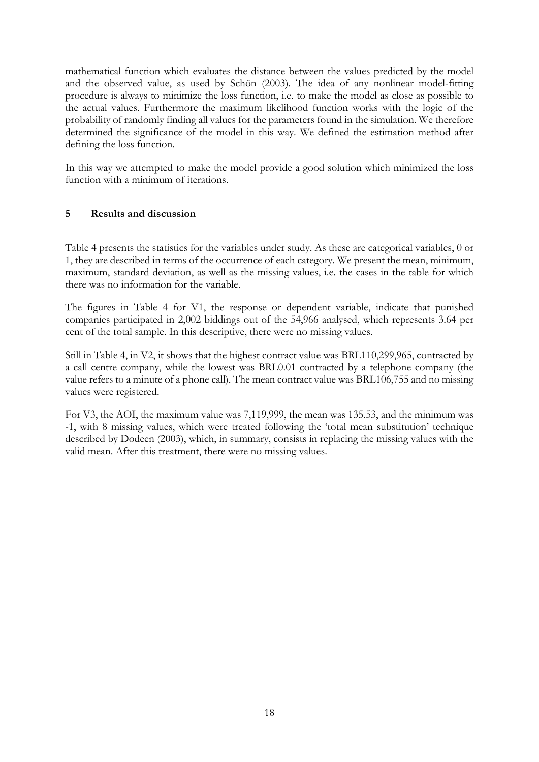mathematical function which evaluates the distance between the values predicted by the model and the observed value, as used by Schön (2003). The idea of any nonlinear model-fitting procedure is always to minimize the loss function, i.e. to make the model as close as possible to the actual values. Furthermore the maximum likelihood function works with the logic of the probability of randomly finding all values for the parameters found in the simulation. We therefore determined the significance of the model in this way. We defined the estimation method after defining the loss function.

In this way we attempted to make the model provide a good solution which minimized the loss function with a minimum of iterations.

## 5 Results and discussion

Table 4 presents the statistics for the variables under study. As these are categorical variables, 0 or 1, they are described in terms of the occurrence of each category. We present the mean, minimum, maximum, standard deviation, as well as the missing values, i.e. the cases in the table for which there was no information for the variable.

The figures in Table 4 for V1, the response or dependent variable, indicate that punished companies participated in 2,002 biddings out of the 54,966 analysed, which represents 3.64 per cent of the total sample. In this descriptive, there were no missing values.

Still in Table 4, in V2, it shows that the highest contract value was BRL110,299,965, contracted by a call centre company, while the lowest was BRL0.01 contracted by a telephone company (the value refers to a minute of a phone call). The mean contract value was BRL106,755 and no missing values were registered.

For V3, the AOI, the maximum value was 7,119,999, the mean was 135.53, and the minimum was -1, with 8 missing values, which were treated following the 'total mean substitution' technique described by Dodeen (2003), which, in summary, consists in replacing the missing values with the valid mean. After this treatment, there were no missing values.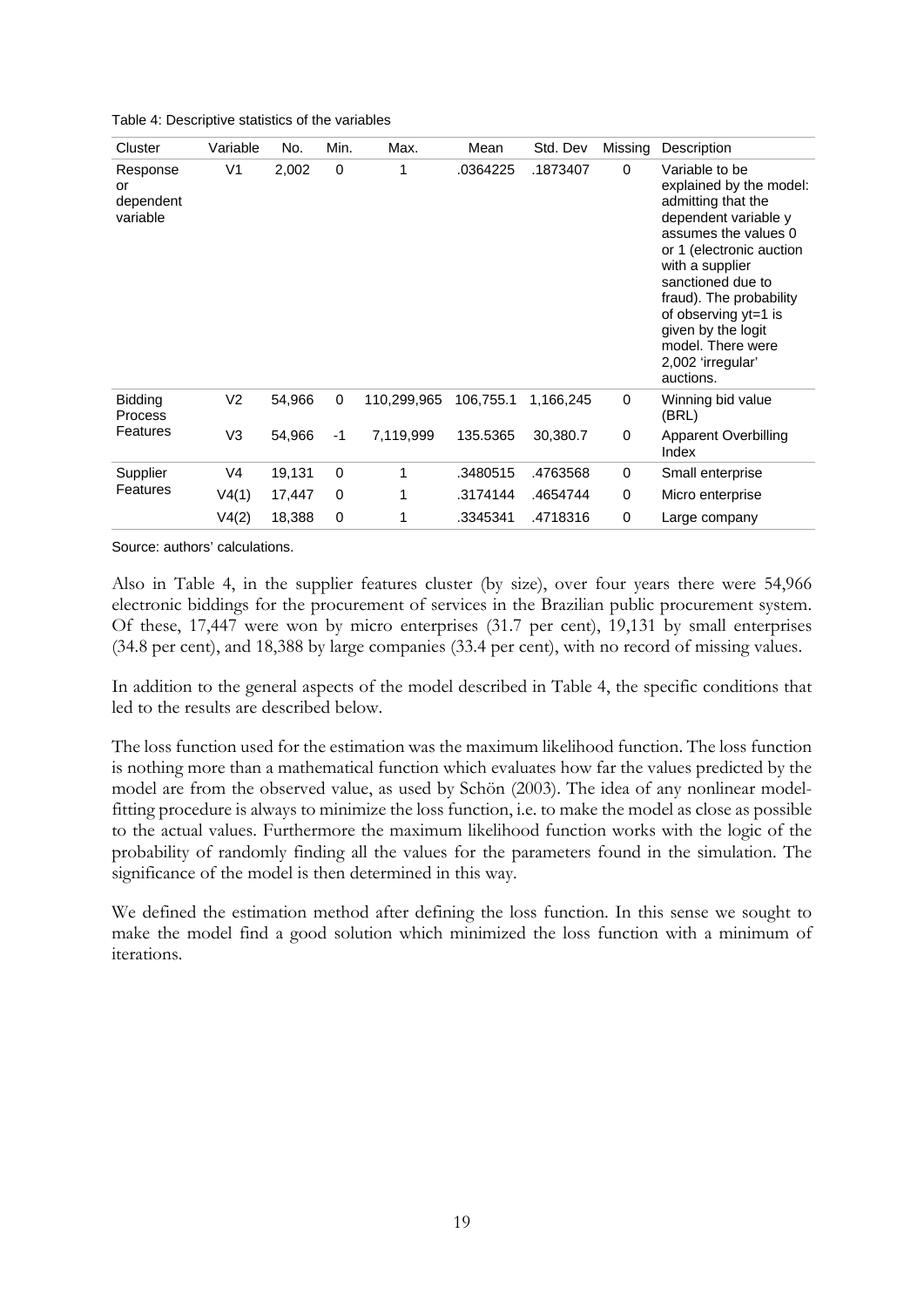Table 4: Descriptive statistics of the variables

| Cluster | Variable | No. | Min. | Max. | Mean | Std. Dev | Missing | Description |
|---|---|---|---|---|---|---|---|---|
| Response or dependent variable | V1 | 2,002 | 0 | 1 | .0364225 | .1873407 | 0 | Variable to be explained by the model: admitting that the dependent variable y assumes the values 0 or 1 (electronic auction with a supplier sanctioned due to fraud). The probability of observing yt=1 is given by the logit model. There were 2,002 'irregular' auctions. |
| Bidding Process Features | V2 | 54,966 | 0 | 110,299,965 | 106,755.1 | 1,166,245 | 0 | Winning bid value (BRL) |
| | V3 | 54,966 | -1 | 7,119,999 | 135.5365 | 30,380.7 | 0 | Apparent Overbilling Index |
| Supplier Features | V4 | 19,131 | 0 | 1 | .3480515 | .4763568 | 0 | Small enterprise |
| | V4(1) | 17,447 | 0 | 1 | .3174144 | .4654744 | 0 | Micro enterprise |
| | V4(2) | 18,388 | 0 | 1 | .3345341 | .4718316 | 0 | Large company |

Source: authors' calculations.

Also in Table 4, in the supplier features cluster (by size), over four years there were 54,966 electronic biddings for the procurement of services in the Brazilian public procurement system. Of these, 17,447 were won by micro enterprises (31.7 per cent), 19,131 by small enterprises (34.8 per cent), and 18,388 by large companies (33.4 per cent), with no record of missing values.

In addition to the general aspects of the model described in Table 4, the specific conditions that led to the results are described below.

The loss function used for the estimation was the maximum likelihood function. The loss function is nothing more than a mathematical function which evaluates how far the values predicted by the model are from the observed value, as used by Schön (2003). The idea of any nonlinear model-fitting procedure is always to minimize the loss function, i.e. to make the model as close as possible to the actual values. Furthermore the maximum likelihood function works with the logic of the probability of randomly finding all the values for the parameters found in the simulation. The significance of the model is then determined in this way.

We defined the estimation method after defining the loss function. In this sense we sought to make the model find a good solution which minimized the loss function with a minimum of iterations.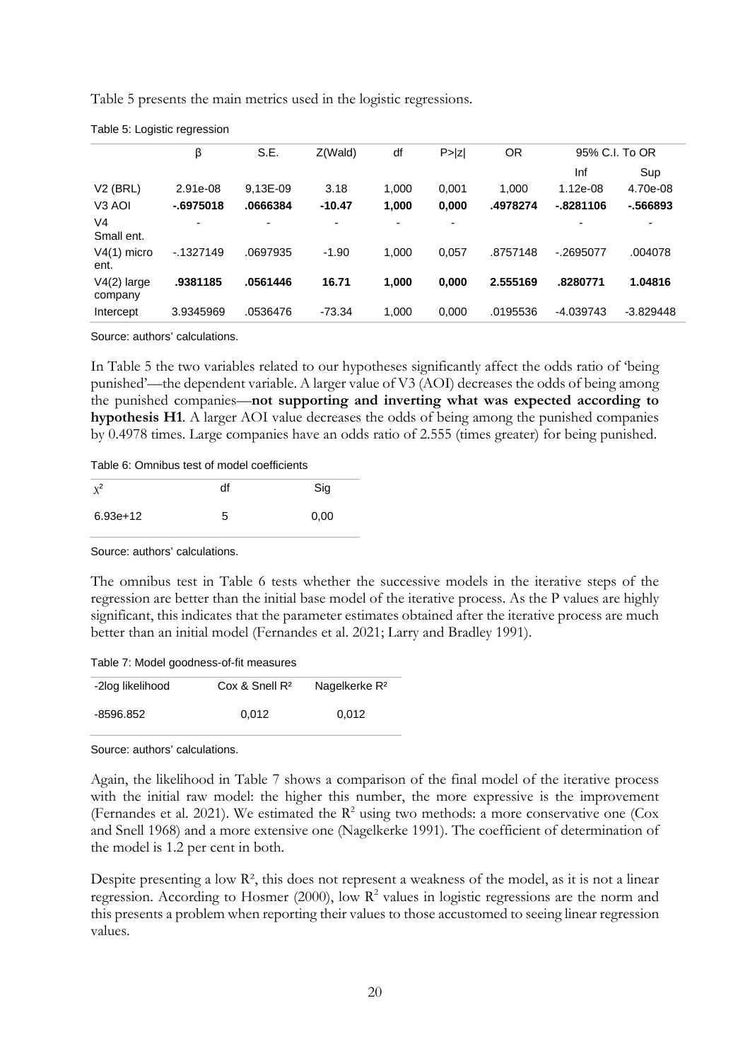Table 5 presents the main metrics used in the logistic regressions.

Table 5: Logistic regression

| | β | S.E. | Z(Wald) | df | P>\|z\| | OR | 95% C.I. To OR | |
|---|---|---|---|---|---|---|---|---|
| | | | | | | | Inf | Sup |
| V2 (BRL) | 2.91e-08 | 9,13E-09 | 3.18 | 1,000 | 0,001 | 1,000 | 1.12e-08 | 4.70e-08 |
| V3 AOI | **-.6975018** | **.0666384** | **-10.47** | **1,000** | **0,000** | **.4978274** | **-.8281106** | **-.566893** |
| V4 Small ent. | - | - | - | - | - | | - | - |
| V4(1) micro ent. | -.1327149 | .0697935 | -1.90 | 1,000 | 0,057 | .8757148 | -.2695077 | .004078 |
| V4(2) large company | **.9381185** | **.0561446** | **16.71** | **1,000** | **0,000** | **2.555169** | **.8280771** | **1.04816** |
| Intercept | 3.9345969 | .0536476 | -73.34 | 1,000 | 0,000 | .0195536 | -4.039743 | -3.829448 |

Source: authors' calculations.

In Table 5 the two variables related to our hypotheses significantly affect the odds ratio of 'being punished'—the dependent variable. A larger value of V3 (AOI) decreases the odds of being among the punished companies—**not supporting and inverting what was expected according to hypothesis H1**. A larger AOI value decreases the odds of being among the punished companies by 0.4978 times. Large companies have an odds ratio of 2.555 (times greater) for being punished.

Table 6: Omnibus test of model coefficients

| $\chi^2$ | df | Sig |
|---|---|---|
| 6.93e+12 | 5 | 0,00 |

Source: authors' calculations.

The omnibus test in Table 6 tests whether the successive models in the iterative steps of the regression are better than the initial base model of the iterative process. As the P values are highly significant, this indicates that the parameter estimates obtained after the iterative process are much better than an initial model (Fernandes et al. 2021; Larry and Bradley 1991).

Table 7: Model goodness-of-fit measures

| -2log likelihood | Cox & Snell $R^2$ | Nagelkerke $R^2$ |
|---|---|---|
| -8596.852 | 0,012 | 0,012 |

Source: authors' calculations.

Again, the likelihood in Table 7 shows a comparison of the final model of the iterative process with the initial raw model: the higher this number, the more expressive is the improvement (Fernandes et al. 2021). We estimated the $R^2$ using two methods: a more conservative one (Cox and Snell 1968) and a more extensive one (Nagelkerke 1991). The coefficient of determination of the model is 1.2 per cent in both.

Despite presenting a low $R^2$, this does not represent a weakness of the model, as it is not a linear regression. According to Hosmer (2000), low $R^2$ values in logistic regressions are the norm and this presents a problem when reporting their values to those accustomed to seeing linear regression values.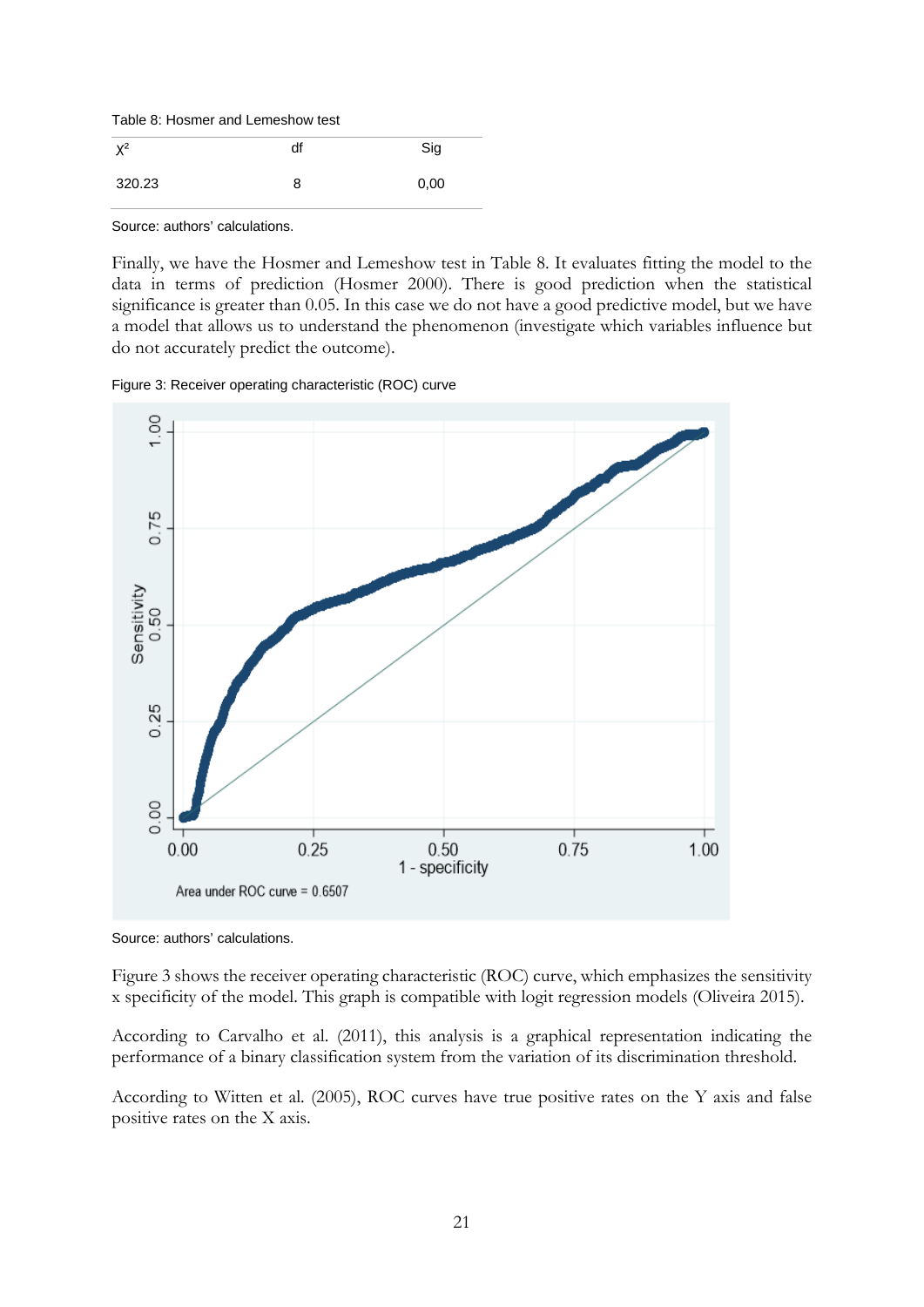Table 8: Hosmer and Lemeshow test

| $X^2$ | df | Sig |
|---|---|---|
| 320.23 | 8 | 0,00 |

Source: authors' calculations.

Finally, we have the Hosmer and Lemeshow test in Table 8. It evaluates fitting the model to the data in terms of prediction (Hosmer 2000). There is good prediction when the statistical significance is greater than 0.05. In this case we do not have a good predictive model, but we have a model that allows us to understand the phenomenon (investigate which variables influence but do not accurately predict the outcome).

Figure 3: Receiver operating characteristic (ROC) curve

Source: authors' calculations.

Figure 3 shows the receiver operating characteristic (ROC) curve, which emphasizes the sensitivity x specificity of the model. This graph is compatible with logit regression models (Oliveira 2015).

According to Carvalho et al. (2011), this analysis is a graphical representation indicating the performance of a binary classification system from the variation of its discrimination threshold.

According to Witten et al. (2005), ROC curves have true positive rates on the Y axis and false positive rates on the X axis.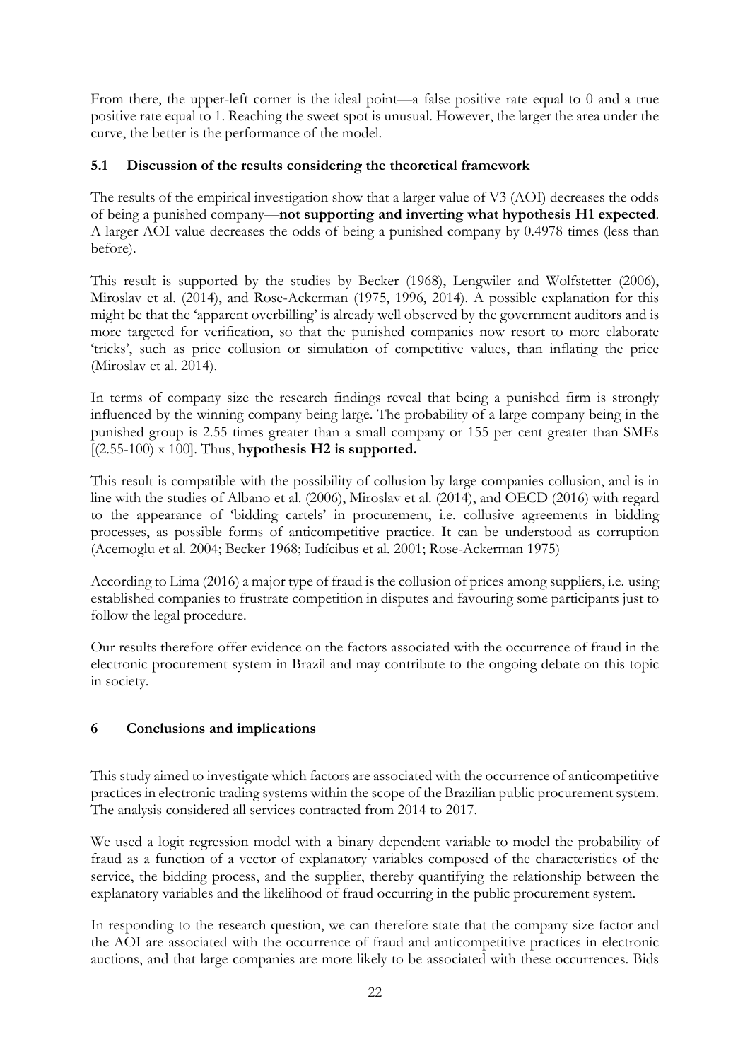From there, the upper-left corner is the ideal point—a false positive rate equal to 0 and a true positive rate equal to 1. Reaching the sweet spot is unusual. However, the larger the area under the curve, the better is the performance of the model.

### 5.1 Discussion of the results considering the theoretical framework

The results of the empirical investigation show that a larger value of V3 (AOI) decreases the odds of being a punished company—**not supporting and inverting what hypothesis H1 expected**. A larger AOI value decreases the odds of being a punished company by 0.4978 times (less than before).

This result is supported by the studies by Becker (1968), Lengwiler and Wolfstetter (2006), Miroslav et al. (2014), and Rose-Ackerman (1975, 1996, 2014). A possible explanation for this might be that the 'apparent overbilling' is already well observed by the government auditors and is more targeted for verification, so that the punished companies now resort to more elaborate 'tricks', such as price collusion or simulation of competitive values, than inflating the price (Miroslav et al. 2014).

In terms of company size the research findings reveal that being a punished firm is strongly influenced by the winning company being large. The probability of a large company being in the punished group is 2.55 times greater than a small company or 155 per cent greater than SMEs [(2.55-100) x 100]. Thus, **hypothesis H2 is supported.**

This result is compatible with the possibility of collusion by large companies collusion, and is in line with the studies of Albano et al. (2006), Miroslav et al. (2014), and OECD (2016) with regard to the appearance of 'bidding cartels' in procurement, i.e. collusive agreements in bidding processes, as possible forms of anticompetitive practice. It can be understood as corruption (Acemoglu et al. 2004; Becker 1968; Iudícibus et al. 2001; Rose-Ackerman 1975)

According to Lima (2016) a major type of fraud is the collusion of prices among suppliers, i.e. using established companies to frustrate competition in disputes and favouring some participants just to follow the legal procedure.

Our results therefore offer evidence on the factors associated with the occurrence of fraud in the electronic procurement system in Brazil and may contribute to the ongoing debate on this topic in society.

## 6 Conclusions and implications

This study aimed to investigate which factors are associated with the occurrence of anticompetitive practices in electronic trading systems within the scope of the Brazilian public procurement system. The analysis considered all services contracted from 2014 to 2017.

We used a logit regression model with a binary dependent variable to model the probability of fraud as a function of a vector of explanatory variables composed of the characteristics of the service, the bidding process, and the supplier, thereby quantifying the relationship between the explanatory variables and the likelihood of fraud occurring in the public procurement system.

In responding to the research question, we can therefore state that the company size factor and the AOI are associated with the occurrence of fraud and anticompetitive practices in electronic auctions, and that large companies are more likely to be associated with these occurrences. Bids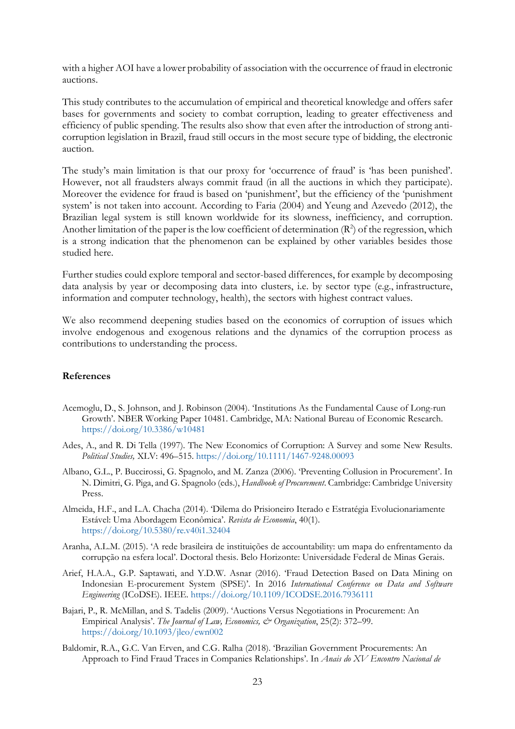with a higher AOI have a lower probability of association with the occurrence of fraud in electronic auctions.

This study contributes to the accumulation of empirical and theoretical knowledge and offers safer bases for governments and society to combat corruption, leading to greater effectiveness and efficiency of public spending. The results also show that even after the introduction of strong anti-corruption legislation in Brazil, fraud still occurs in the most secure type of bidding, the electronic auction.

The study's main limitation is that our proxy for 'occurrence of fraud' is 'has been punished'. However, not all fraudsters always commit fraud (in all the auctions in which they participate). Moreover the evidence for fraud is based on 'punishment', but the efficiency of the 'punishment system' is not taken into account. According to Faria (2004) and Yeung and Azevedo (2012), the Brazilian legal system is still known worldwide for its slowness, inefficiency, and corruption. Another limitation of the paper is the low coefficient of determination ($R^2$) of the regression, which is a strong indication that the phenomenon can be explained by other variables besides those studied here.

Further studies could explore temporal and sector-based differences, for example by decomposing data analysis by year or decomposing data into clusters, i.e. by sector type (e.g., infrastructure, information and computer technology, health), the sectors with highest contract values.

We also recommend deepening studies based on the economics of corruption of issues which involve endogenous and exogenous relations and the dynamics of the corruption process as contributions to understanding the process.

## References

Acemoglu, D., S. Johnson, and J. Robinson (2004). 'Institutions As the Fundamental Cause of Long-run Growth'. NBER Working Paper 10481. Cambridge, MA: National Bureau of Economic Research. https://doi.org/10.3386/w10481

Ades, A., and R. Di Tella (1997). The New Economics of Corruption: A Survey and some New Results. *Political Studies,* XLV: 496–515. https://doi.org/10.1111/1467-9248.00093

Albano, G.L., P. Buccirossi, G. Spagnolo, and M. Zanza (2006). 'Preventing Collusion in Procurement'. In N. Dimitri, G. Piga, and G. Spagnolo (eds.), *Handbook of Procurement*. Cambridge: Cambridge University Press.

Almeida, H.F., and L.A. Chacha (2014). 'Dilema do Prisioneiro Iterado e Estratégia Evolucionariamente Estável: Uma Abordagem Econômica'. *Revista de Economia*, 40(1). https://doi.org/10.5380/re.v40i1.32404

Aranha, A.L.M. (2015). 'A rede brasileira de instituições de accountability: um mapa do enfrentamento da corrupção na esfera local'. Doctoral thesis. Belo Horizonte: Universidade Federal de Minas Gerais.

Arief, H.A.A., G.P. Saptawati, and Y.D.W. Asnar (2016). 'Fraud Detection Based on Data Mining on Indonesian E-procurement System (SPSE)'. In 2016 *International Conference on Data and Software Engineering* (ICoDSE). IEEE. https://doi.org/10.1109/ICODSE.2016.7936111

Bajari, P., R. McMillan, and S. Tadelis (2009). 'Auctions Versus Negotiations in Procurement: An Empirical Analysis'. *The Journal of Law, Economics, & Organization*, 25(2): 372–99. https://doi.org/10.1093/jleo/ewn002

Baldomir, R.A., G.C. Van Erven, and C.G. Ralha (2018). 'Brazilian Government Procurements: An Approach to Find Fraud Traces in Companies Relationships'. In *Anais do XV Encontro Nacional de*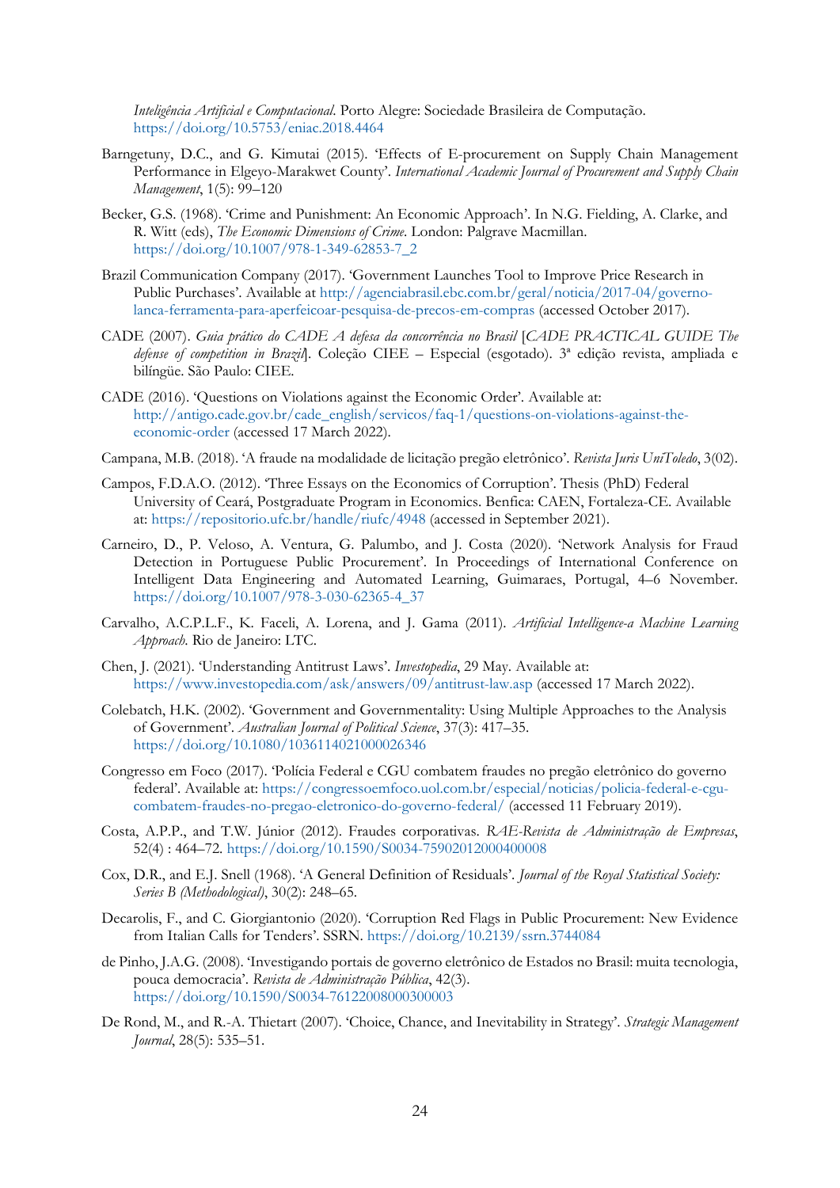*Inteligência Artificial e Computacional*. Porto Alegre: Sociedade Brasileira de Computação. https://doi.org/10.5753/eniac.2018.4464

Barngetuny, D.C., and G. Kimutai (2015). 'Effects of E-procurement on Supply Chain Management Performance in Elgeyo-Marakwet County'. *International Academic Journal of Procurement and Supply Chain Management*, 1(5): 99–120

Becker, G.S. (1968). 'Crime and Punishment: An Economic Approach'. In N.G. Fielding, A. Clarke, and R. Witt (eds), *The Economic Dimensions of Crime*. London: Palgrave Macmillan. https://doi.org/10.1007/978-1-349-62853-7_2

Brazil Communication Company (2017). 'Government Launches Tool to Improve Price Research in Public Purchases'. Available at http://agenciabrasil.ebc.com.br/geral/noticia/2017-04/governo-lanca-ferramenta-para-aperfeicoar-pesquisa-de-precos-em-compras (accessed October 2017).

CADE (2007). *Guia prático do CADE A defesa da concorrência no Brasil* [*CADE PRACTICAL GUIDE The defense of competition in Brazil*]. Coleção CIEE – Especial (esgotado). 3ª edição revista, ampliada e bilíngüe. São Paulo: CIEE.

CADE (2016). 'Questions on Violations against the Economic Order'. Available at: http://antigo.cade.gov.br/cade_english/servicos/faq-1/questions-on-violations-against-the-economic-order (accessed 17 March 2022).

Campana, M.B. (2018). 'A fraude na modalidade de licitação pregão eletrônico'. *Revista Juris UniToledo*, 3(02).

Campos, F.D.A.O. (2012). 'Three Essays on the Economics of Corruption'. Thesis (PhD) Federal University of Ceará, Postgraduate Program in Economics. Benfica: CAEN, Fortaleza-CE. Available at: https://repositorio.ufc.br/handle/riufc/4948 (accessed in September 2021).

Carneiro, D., P. Veloso, A. Ventura, G. Palumbo, and J. Costa (2020). 'Network Analysis for Fraud Detection in Portuguese Public Procurement'. In Proceedings of International Conference on Intelligent Data Engineering and Automated Learning, Guimaraes, Portugal, 4–6 November. https://doi.org/10.1007/978-3-030-62365-4_37

Carvalho, A.C.P.L.F., K. Faceli, A. Lorena, and J. Gama (2011). *Artificial Intelligence-a Machine Learning Approach*. Rio de Janeiro: LTC.

Chen, J. (2021). 'Understanding Antitrust Laws'. *Investopedia*, 29 May. Available at: https://www.investopedia.com/ask/answers/09/antitrust-law.asp (accessed 17 March 2022).

Colebatch, H.K. (2002). 'Government and Governmentality: Using Multiple Approaches to the Analysis of Government'. *Australian Journal of Political Science*, 37(3): 417–35. https://doi.org/10.1080/1036114021000026346

Congresso em Foco (2017). 'Polícia Federal e CGU combatem fraudes no pregão eletrônico do governo federal'. Available at: https://congressoemfoco.uol.com.br/especial/noticias/policia-federal-e-cgu-combatem-fraudes-no-pregao-eletronico-do-governo-federal/ (accessed 11 February 2019).

Costa, A.P.P., and T.W. Júnior (2012). Fraudes corporativas. *RAE-Revista de Administração de Empresas*, 52(4) : 464–72. https://doi.org/10.1590/S0034-75902012000400008

Cox, D.R., and E.J. Snell (1968). 'A General Definition of Residuals'. *Journal of the Royal Statistical Society: Series B (Methodological)*, 30(2): 248–65.

Decarolis, F., and C. Giorgiantonio (2020). 'Corruption Red Flags in Public Procurement: New Evidence from Italian Calls for Tenders'. SSRN. https://doi.org/10.2139/ssrn.3744084

de Pinho, J.A.G. (2008). 'Investigando portais de governo eletrônico de Estados no Brasil: muita tecnologia, pouca democracia'. *Revista de Administração Pública*, 42(3). https://doi.org/10.1590/S0034-76122008000300003

De Rond, M., and R.-A. Thietart (2007). 'Choice, Chance, and Inevitability in Strategy'. *Strategic Management Journal*, 28(5): 535–51.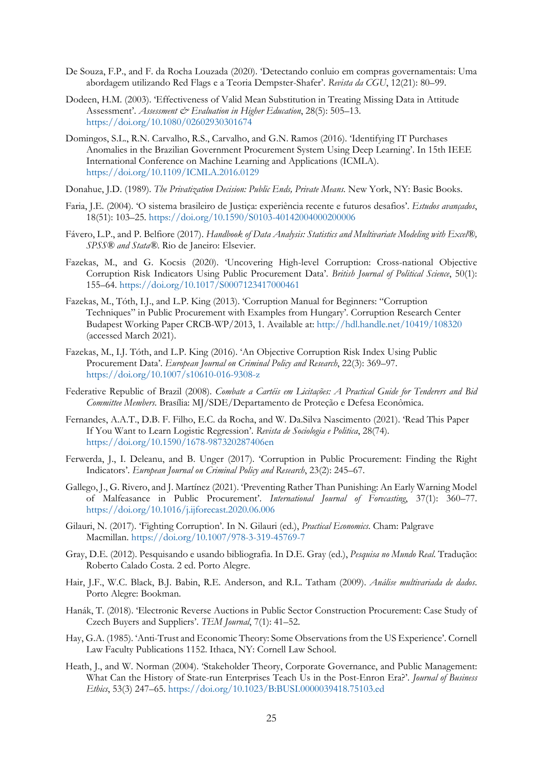De Souza, F.P., and F. da Rocha Louzada (2020). 'Detectando conluio em compras governamentais: Uma abordagem utilizando Red Flags e a Teoria Dempster-Shafer'. *Revista da CGU*, 12(21): 80–99.

Dodeen, H.M. (2003). 'Effectiveness of Valid Mean Substitution in Treating Missing Data in Attitude Assessment'. *Assessment & Evaluation in Higher Education*, 28(5): 505–13. https://doi.org/10.1080/02602930301674

Domingos, S.L., R.N. Carvalho, R.S., Carvalho, and G.N. Ramos (2016). 'Identifying IT Purchases Anomalies in the Brazilian Government Procurement System Using Deep Learning'. In 15th IEEE International Conference on Machine Learning and Applications (ICMLA). https://doi.org/10.1109/ICMLA.2016.0129

Donahue, J.D. (1989). *The Privatization Decision: Public Ends, Private Means*. New York, NY: Basic Books.

Faria, J.E. (2004). 'O sistema brasileiro de Justiça: experiência recente e futuros desafios'. *Estudos avançados*, 18(51): 103–25. https://doi.org/10.1590/S0103-40142004000200006

Fávero, L.P., and P. Belfiore (2017). *Handbook of Data Analysis: Statistics and Multivariate Modeling with Excel®, SPSS® and Stata®*. Rio de Janeiro: Elsevier.

Fazekas, M., and G. Kocsis (2020). 'Uncovering High-level Corruption: Cross-national Objective Corruption Risk Indicators Using Public Procurement Data'. *British Journal of Political Science*, 50(1): 155–64. https://doi.org/10.1017/S0007123417000461

Fazekas, M., Tóth, I.J., and L.P. King (2013). 'Corruption Manual for Beginners: "Corruption Techniques" in Public Procurement with Examples from Hungary'. Corruption Research Center Budapest Working Paper CRCB-WP/2013, 1. Available at: http://hdl.handle.net/10419/108320 (accessed March 2021).

Fazekas, M., I.J. Tóth, and L.P. King (2016). 'An Objective Corruption Risk Index Using Public Procurement Data'. *European Journal on Criminal Policy and Research*, 22(3): 369–97. https://doi.org/10.1007/s10610-016-9308-z

Federative Republic of Brazil (2008). *Combate a Cartéis em Licitações: A Practical Guide for Tenderers and Bid Committee Members*. Brasília: MJ/SDE/Departamento de Proteção e Defesa Econômica.

Fernandes, A.A.T., D.B. F. Filho, E.C. da Rocha, and W. Da.Silva Nascimento (2021). 'Read This Paper If You Want to Learn Logistic Regression'. *Revista de Sociologia e Politica*, 28(74). https://doi.org/10.1590/1678-987320287406en

Ferwerda, J., I. Deleanu, and B. Unger (2017). 'Corruption in Public Procurement: Finding the Right Indicators'. *European Journal on Criminal Policy and Research*, 23(2): 245–67.

Gallego, J., G. Rivero, and J. Martínez (2021). 'Preventing Rather Than Punishing: An Early Warning Model of Malfeasance in Public Procurement'. *International Journal of Forecasting*, 37(1): 360–77. https://doi.org/10.1016/j.ijforecast.2020.06.006

Gilauri, N. (2017). 'Fighting Corruption'. In N. Gilauri (ed.), *Practical Economics*. Cham: Palgrave Macmillan. https://doi.org/10.1007/978-3-319-45769-7

Gray, D.E. (2012). Pesquisando e usando bibliografia. In D.E. Gray (ed.), *Pesquisa no Mundo Real*. Tradução: Roberto Calado Costa. 2 ed. Porto Alegre.

Hair, J.F., W.C. Black, B.J. Babin, R.E. Anderson, and R.L. Tatham (2009). *Análise multivariada de dados*. Porto Alegre: Bookman.

Hanák, T. (2018). 'Electronic Reverse Auctions in Public Sector Construction Procurement: Case Study of Czech Buyers and Suppliers'. *TEM Journal*, 7(1): 41–52.

Hay, G.A. (1985). 'Anti-Trust and Economic Theory: Some Observations from the US Experience'. Cornell Law Faculty Publications 1152. Ithaca, NY: Cornell Law School.

Heath, J., and W. Norman (2004). 'Stakeholder Theory, Corporate Governance, and Public Management: What Can the History of State-run Enterprises Teach Us in the Post-Enron Era?'. *Journal of Business Ethics*, 53(3) 247–65. https://doi.org/10.1023/B:BUSI.0000039418.75103.ed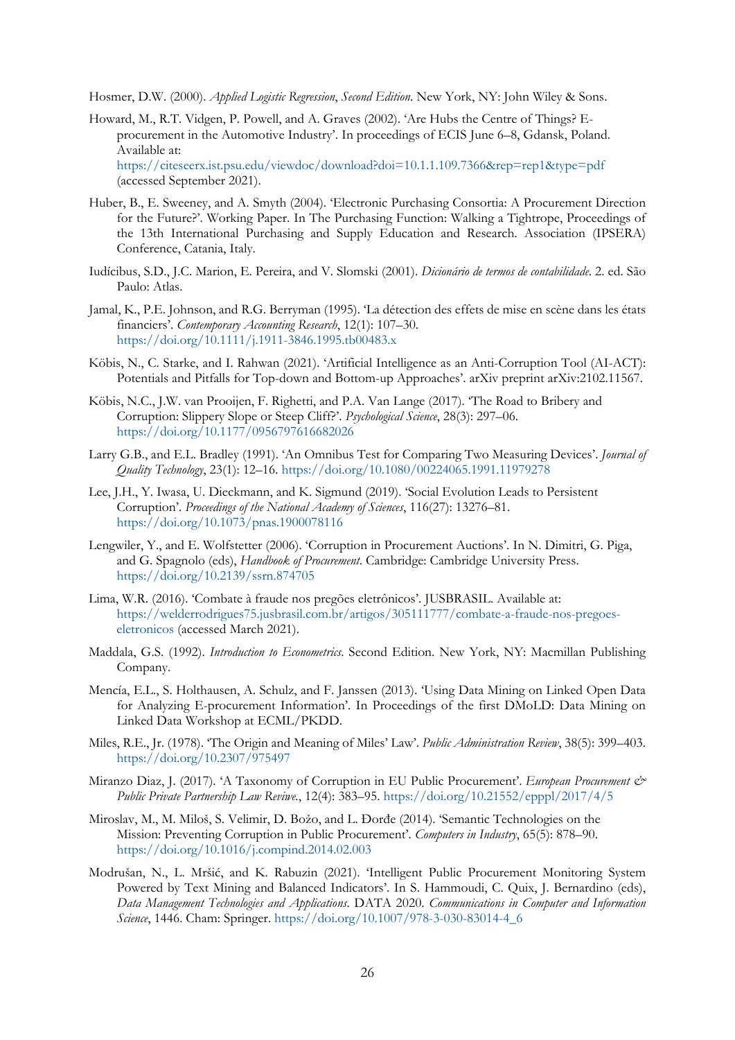Hosmer, D.W. (2000). *Applied Logistic Regression*, *Second Edition*. New York, NY: John Wiley & Sons.

Howard, M., R.T. Vidgen, P. Powell, and A. Graves (2002). 'Are Hubs the Centre of Things? E-procurement in the Automotive Industry'. In proceedings of ECIS June 6–8, Gdansk, Poland. Available at: https://citeseerx.ist.psu.edu/viewdoc/download?doi=10.1.1.109.7366&rep=rep1&type=pdf (accessed September 2021).

Huber, B., E. Sweeney, and A. Smyth (2004). 'Electronic Purchasing Consortia: A Procurement Direction for the Future?'. Working Paper. In The Purchasing Function: Walking a Tightrope, Proceedings of the 13th International Purchasing and Supply Education and Research. Association (IPSERA) Conference, Catania, Italy.

Iudícibus, S.D., J.C. Marion, E. Pereira, and V. Slomski (2001). *Dicionário de termos de contabilidade*. 2. ed. São Paulo: Atlas.

Jamal, K., P.E. Johnson, and R.G. Berryman (1995). 'La détection des effets de mise en scène dans les états financiers'. *Contemporary Accounting Research*, 12(1): 107–30. https://doi.org/10.1111/j.1911-3846.1995.tb00483.x

Köbis, N., C. Starke, and I. Rahwan (2021). 'Artificial Intelligence as an Anti-Corruption Tool (AI-ACT): Potentials and Pitfalls for Top-down and Bottom-up Approaches'. arXiv preprint arXiv:2102.11567.

Köbis, N.C., J.W. van Prooijen, F. Righetti, and P.A. Van Lange (2017). 'The Road to Bribery and Corruption: Slippery Slope or Steep Cliff?'. *Psychological Science*, 28(3): 297–06. https://doi.org/10.1177/0956797616682026

Larry G.B., and E.L. Bradley (1991). 'An Omnibus Test for Comparing Two Measuring Devices'. *Journal of Quality Technology*, 23(1): 12–16. https://doi.org/10.1080/00224065.1991.11979278

Lee, J.H., Y. Iwasa, U. Dieckmann, and K. Sigmund (2019). 'Social Evolution Leads to Persistent Corruption'. *Proceedings of the National Academy of Sciences*, 116(27): 13276–81. https://doi.org/10.1073/pnas.1900078116

Lengwiler, Y., and E. Wolfstetter (2006). 'Corruption in Procurement Auctions'. In N. Dimitri, G. Piga, and G. Spagnolo (eds), *Handbook of Procurement*. Cambridge: Cambridge University Press. https://doi.org/10.2139/ssrn.874705

Lima, W.R. (2016). 'Combate à fraude nos pregões eletrônicos'. JUSBRASIL. Available at: https://welderrodrigues75.jusbrasil.com.br/artigos/305111777/combate-a-fraude-nos-pregoes-eletronicos (accessed March 2021).

Maddala, G.S. (1992). *Introduction to Econometrics*. Second Edition. New York, NY: Macmillan Publishing Company.

Mencía, E.L., S. Holthausen, A. Schulz, and F. Janssen (2013). 'Using Data Mining on Linked Open Data for Analyzing E-procurement Information'. In Proceedings of the first DMoLD: Data Mining on Linked Data Workshop at ECML/PKDD.

Miles, R.E., Jr. (1978). 'The Origin and Meaning of Miles' Law'. *Public Administration Review*, 38(5): 399–403. https://doi.org/10.2307/975497

Miranzo Diaz, J. (2017). 'A Taxonomy of Corruption in EU Public Procurement'. *European Procurement & Public Private Partnership Law Reviwe.*, 12(4): 383–95. https://doi.org/10.21552/epppl/2017/4/5

Miroslav, M., M. Miloš, S. Velimir, D. Božo, and L. Đorđe (2014). 'Semantic Technologies on the Mission: Preventing Corruption in Public Procurement'. *Computers in Industry*, 65(5): 878–90. https://doi.org/10.1016/j.compind.2014.02.003

Modrušan, N., L. Mršić, and K. Rabuzin (2021). 'Intelligent Public Procurement Monitoring System Powered by Text Mining and Balanced Indicators'. In S. Hammoudi, C. Quix, J. Bernardino (eds), *Data Management Technologies and Applications*. DATA 2020. *Communications in Computer and Information Science*, 1446. Cham: Springer. https://doi.org/10.1007/978-3-030-83014-4_6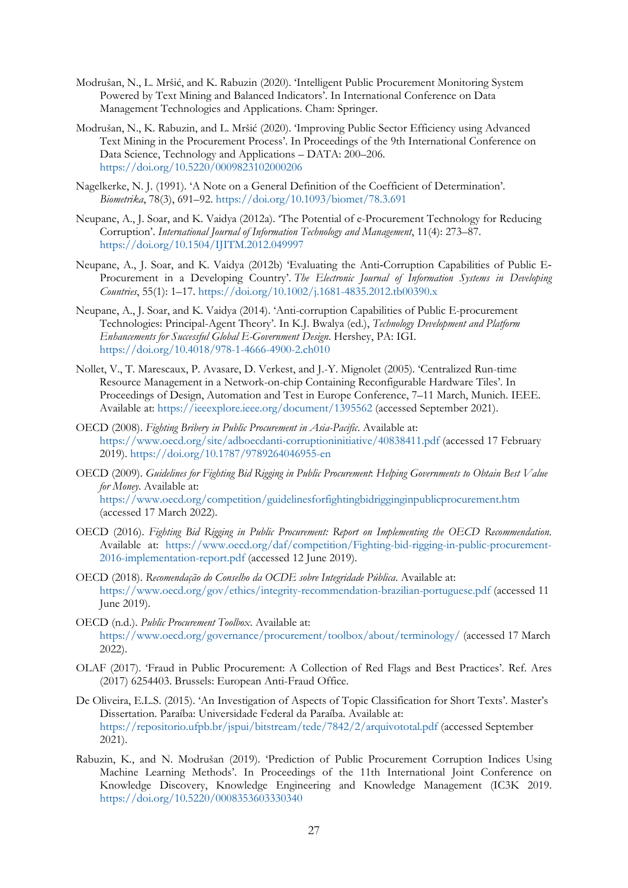Modrušan, N., L. Mršić, and K. Rabuzin (2020). 'Intelligent Public Procurement Monitoring System Powered by Text Mining and Balanced Indicators'. In International Conference on Data Management Technologies and Applications. Cham: Springer.

Modrušan, N., K. Rabuzin, and L. Mršić (2020). 'Improving Public Sector Efficiency using Advanced Text Mining in the Procurement Process'. In Proceedings of the 9th International Conference on Data Science, Technology and Applications – DATA: 200–206. https://doi.org/10.5220/0009823102000206

Nagelkerke, N. J. (1991). 'A Note on a General Definition of the Coefficient of Determination'. *Biometrika*, 78(3), 691–92. https://doi.org/10.1093/biomet/78.3.691

Neupane, A., J. Soar, and K. Vaidya (2012a). 'The Potential of e-Procurement Technology for Reducing Corruption'. *International Journal of Information Technology and Management*, 11(4): 273–87. https://doi.org/10.1504/IJITM.2012.049997

Neupane, A., J. Soar, and K. Vaidya (2012b) 'Evaluating the Anti-Corruption Capabilities of Public E-Procurement in a Developing Country'. *The Electronic Journal of Information Systems in Developing Countries*, 55(1): 1–17. https://doi.org/10.1002/j.1681-4835.2012.tb00390.x

Neupane, A., J. Soar, and K. Vaidya (2014). 'Anti-corruption Capabilities of Public E-procurement Technologies: Principal-Agent Theory'. In K.J. Bwalya (ed.), *Technology Development and Platform Enhancements for Successful Global E-Government Design*. Hershey, PA: IGI. https://doi.org/10.4018/978-1-4666-4900-2.ch010

Nollet, V., T. Marescaux, P. Avasare, D. Verkest, and J.-Y. Mignolet (2005). 'Centralized Run-time Resource Management in a Network-on-chip Containing Reconfigurable Hardware Tiles'. In Proceedings of Design, Automation and Test in Europe Conference, 7–11 March, Munich. IEEE. Available at: https://ieeexplore.ieee.org/document/1395562 (accessed September 2021).

OECD (2008). *Fighting Bribery in Public Procurement in Asia-Pacific*. Available at: https://www.oecd.org/site/adboecdanti-corruptioninitiative/40838411.pdf (accessed 17 February 2019). https://doi.org/10.1787/9789264046955-en

OECD (2009). *Guidelines for Fighting Bid Rigging in Public Procurement: Helping Governments to Obtain Best Value for Money*. Available at: https://www.oecd.org/competition/guidelinesforfightingbidrigginginpublicprocurement.htm (accessed 17 March 2022).

OECD (2016). *Fighting Bid Rigging in Public Procurement: Report on Implementing the OECD Recommendation*. Available at: https://www.oecd.org/daf/competition/Fighting-bid-rigging-in-public-procurement-2016-implementation-report.pdf (accessed 12 June 2019).

OECD (2018). *Recomendação do Conselho da OCDE sobre Integridade Pública*. Available at: https://www.oecd.org/gov/ethics/integrity-recommendation-brazilian-portuguese.pdf (accessed 11 June 2019).

OECD (n.d.). *Public Procurement Toolbox*. Available at: https://www.oecd.org/governance/procurement/toolbox/about/terminology/ (accessed 17 March 2022).

OLAF (2017). 'Fraud in Public Procurement: A Collection of Red Flags and Best Practices'. Ref. Ares (2017) 6254403. Brussels: European Anti-Fraud Office.

De Oliveira, E.L.S. (2015). 'An Investigation of Aspects of Topic Classification for Short Texts'. Master's Dissertation. Paraíba: Universidade Federal da Paraíba. Available at: https://repositorio.ufpb.br/jspui/bitstream/tede/7842/2/arquivototal.pdf (accessed September 2021).

Rabuzin, K., and N. Modrušan (2019). 'Prediction of Public Procurement Corruption Indices Using Machine Learning Methods'. In Proceedings of the 11th International Joint Conference on Knowledge Discovery, Knowledge Engineering and Knowledge Management (IC3K 2019. https://doi.org/10.5220/0008353603330340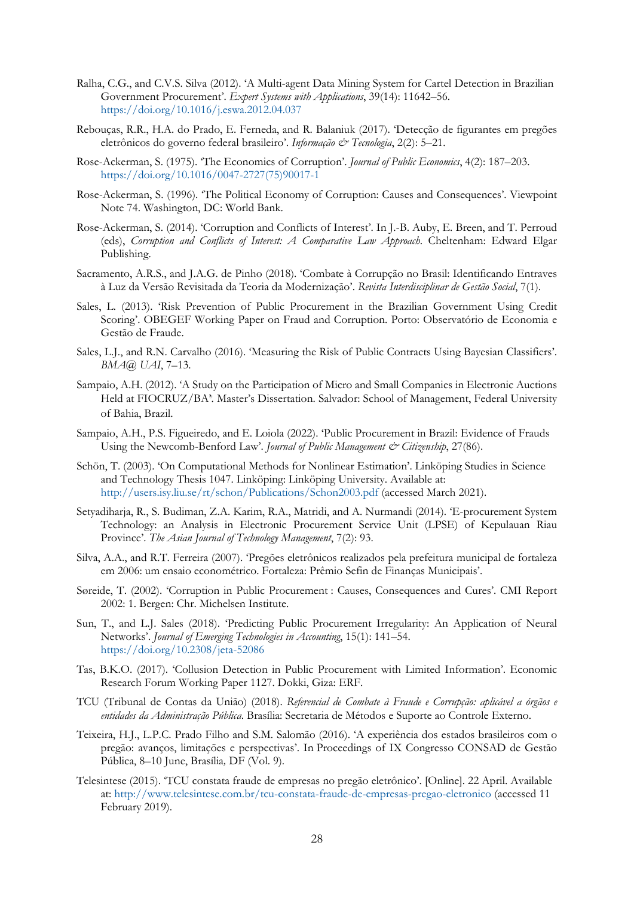Ralha, C.G., and C.V.S. Silva (2012). 'A Multi-agent Data Mining System for Cartel Detection in Brazilian Government Procurement'. *Expert Systems with Applications*, 39(14): 11642–56. https://doi.org/10.1016/j.eswa.2012.04.037

Rebouças, R.R., H.A. do Prado, E. Ferneda, and R. Balaniuk (2017). 'Detecção de figurantes em pregões eletrônicos do governo federal brasileiro'. *Informação & Tecnologia*, 2(2): 5–21.

Rose-Ackerman, S. (1975). 'The Economics of Corruption'. *Journal of Public Economics*, 4(2): 187–203. https://doi.org/10.1016/0047-2727(75)90017-1

Rose-Ackerman, S. (1996). 'The Political Economy of Corruption: Causes and Consequences'. Viewpoint Note 74. Washington, DC: World Bank.

Rose-Ackerman, S. (2014). 'Corruption and Conflicts of Interest'. In J.-B. Auby, E. Breen, and T. Perroud (eds), *Corruption and Conflicts of Interest: A Comparative Law Approach*. Cheltenham: Edward Elgar Publishing.

Sacramento, A.R.S., and J.A.G. de Pinho (2018). 'Combate à Corrupção no Brasil: Identificando Entraves à Luz da Versão Revisitada da Teoria da Modernização'. *Revista Interdisciplinar de Gestão Social*, 7(1).

Sales, L. (2013). 'Risk Prevention of Public Procurement in the Brazilian Government Using Credit Scoring'. OBEGEF Working Paper on Fraud and Corruption. Porto: Observatório de Economia e Gestão de Fraude.

Sales, L.J., and R.N. Carvalho (2016). 'Measuring the Risk of Public Contracts Using Bayesian Classifiers'. *BMA@ UAI*, 7–13.

Sampaio, A.H. (2012). 'A Study on the Participation of Micro and Small Companies in Electronic Auctions Held at FIOCRUZ/BA'. Master's Dissertation. Salvador: School of Management, Federal University of Bahia, Brazil.

Sampaio, A.H., P.S. Figueiredo, and E. Loiola (2022). 'Public Procurement in Brazil: Evidence of Frauds Using the Newcomb-Benford Law'. *Journal of Public Management & Citizenship*, 27(86).

Schön, T. (2003). 'On Computational Methods for Nonlinear Estimation'. Linköping Studies in Science and Technology Thesis 1047. Linköping: Linköping University. Available at: http://users.isy.liu.se/rt/schon/Publications/Schon2003.pdf (accessed March 2021).

Setyadiharja, R., S. Budiman, Z.A. Karim, R.A., Matridi, and A. Nurmandi (2014). 'E-procurement System Technology: an Analysis in Electronic Procurement Service Unit (LPSE) of Kepulauan Riau Province'. *The Asian Journal of Technology Management*, 7(2): 93.

Silva, A.A., and R.T. Ferreira (2007). 'Pregões eletrônicos realizados pela prefeitura municipal de fortaleza em 2006: um ensaio econométrico. Fortaleza: Prêmio Sefin de Finanças Municipais'.

Søreide, T. (2002). 'Corruption in Public Procurement : Causes, Consequences and Cures'. CMI Report 2002: 1. Bergen: Chr. Michelsen Institute.

Sun, T., and L.J. Sales (2018). 'Predicting Public Procurement Irregularity: An Application of Neural Networks'. *Journal of Emerging Technologies in Accounting*, 15(1): 141–54. https://doi.org/10.2308/jeta-52086

Tas, B.K.O. (2017). 'Collusion Detection in Public Procurement with Limited Information'. Economic Research Forum Working Paper 1127. Dokki, Giza: ERF.

TCU (Tribunal de Contas da União) (2018). *Referencial de Combate à Fraude e Corrupção: aplicável a órgãos e entidades da Administração Pública*. Brasília: Secretaria de Métodos e Suporte ao Controle Externo.

Teixeira, H.J., L.P.C. Prado Filho and S.M. Salomão (2016). 'A experiência dos estados brasileiros com o pregão: avanços, limitações e perspectivas'. In Proceedings of IX Congresso CONSAD de Gestão Pública, 8–10 June, Brasília*,* DF (Vol. 9).

Telesintese (2015). 'TCU constata fraude de empresas no pregão eletrônico'. [Online]. 22 April. Available at: http://www.telesintese.com.br/tcu-constata-fraude-de-empresas-pregao-eletronico (accessed 11 February 2019).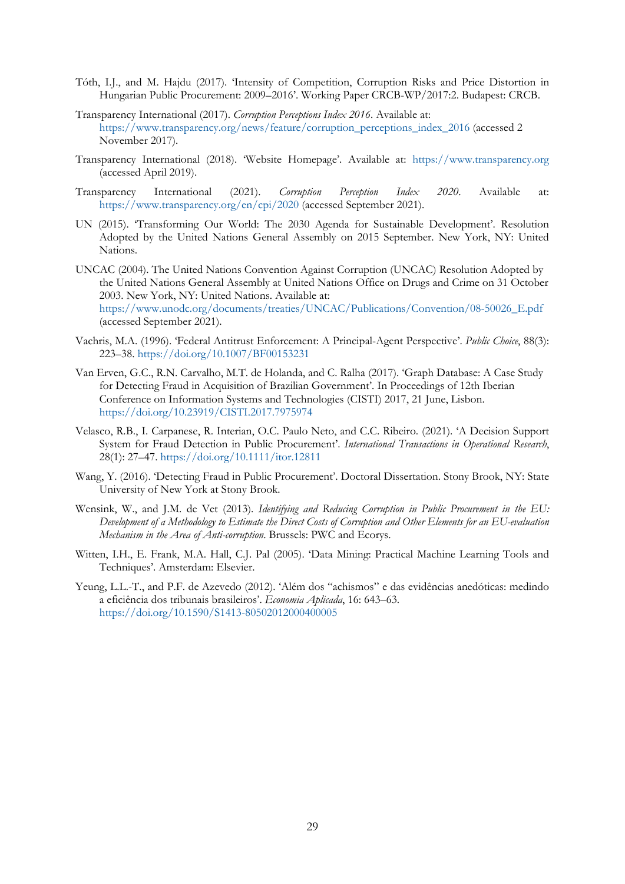Tóth, I.J., and M. Hajdu (2017). 'Intensity of Competition, Corruption Risks and Price Distortion in Hungarian Public Procurement: 2009–2016'. Working Paper CRCB-WP/2017:2. Budapest: CRCB.

Transparency International (2017). *Corruption Perceptions Index 2016*. Available at: https://www.transparency.org/news/feature/corruption_perceptions_index_2016 (accessed 2 November 2017).

Transparency International (2018). 'Website Homepage'. Available at: https://www.transparency.org (accessed April 2019).

Transparency International (2021). *Corruption Perception Index 2020*. Available at: https://www.transparency.org/en/cpi/2020 (accessed September 2021).

UN (2015). 'Transforming Our World: The 2030 Agenda for Sustainable Development'. Resolution Adopted by the United Nations General Assembly on 2015 September. New York, NY: United Nations.

UNCAC (2004). The United Nations Convention Against Corruption (UNCAC) Resolution Adopted by the United Nations General Assembly at United Nations Office on Drugs and Crime on 31 October 2003. New York, NY: United Nations. Available at: https://www.unodc.org/documents/treaties/UNCAC/Publications/Convention/08-50026_E.pdf (accessed September 2021).

Vachris, M.A. (1996). 'Federal Antitrust Enforcement: A Principal-Agent Perspective'. *Public Choice*, 88(3): 223–38. https://doi.org/10.1007/BF00153231

Van Erven, G.C., R.N. Carvalho, M.T. de Holanda, and C. Ralha (2017). 'Graph Database: A Case Study for Detecting Fraud in Acquisition of Brazilian Government'. In Proceedings of 12th Iberian Conference on Information Systems and Technologies (CISTI) 2017, 21 June, Lisbon. https://doi.org/10.23919/CISTI.2017.7975974

Velasco, R.B., I. Carpanese, R. Interian, O.C. Paulo Neto, and C.C. Ribeiro. (2021). 'A Decision Support System for Fraud Detection in Public Procurement'. *International Transactions in Operational Research*, 28(1): 27–47. https://doi.org/10.1111/itor.12811

Wang, Y. (2016). 'Detecting Fraud in Public Procurement'. Doctoral Dissertation. Stony Brook, NY: State University of New York at Stony Brook.

Wensink, W., and J.M. de Vet (2013). *Identifying and Reducing Corruption in Public Procurement in the EU: Development of a Methodology to Estimate the Direct Costs of Corruption and Other Elements for an EU-evaluation Mechanism in the Area of Anti-corruption*. Brussels: PWC and Ecorys.

Witten, I.H., E. Frank, M.A. Hall, C.J. Pal (2005). 'Data Mining: Practical Machine Learning Tools and Techniques'. Amsterdam: Elsevier.

Yeung, L.L.-T., and P.F. de Azevedo (2012). 'Além dos "achismos" e das evidências anedóticas: medindo a eficiência dos tribunais brasileiros'. *Economia Aplicada*, 16: 643–63. https://doi.org/10.1590/S1413-80502012000400005